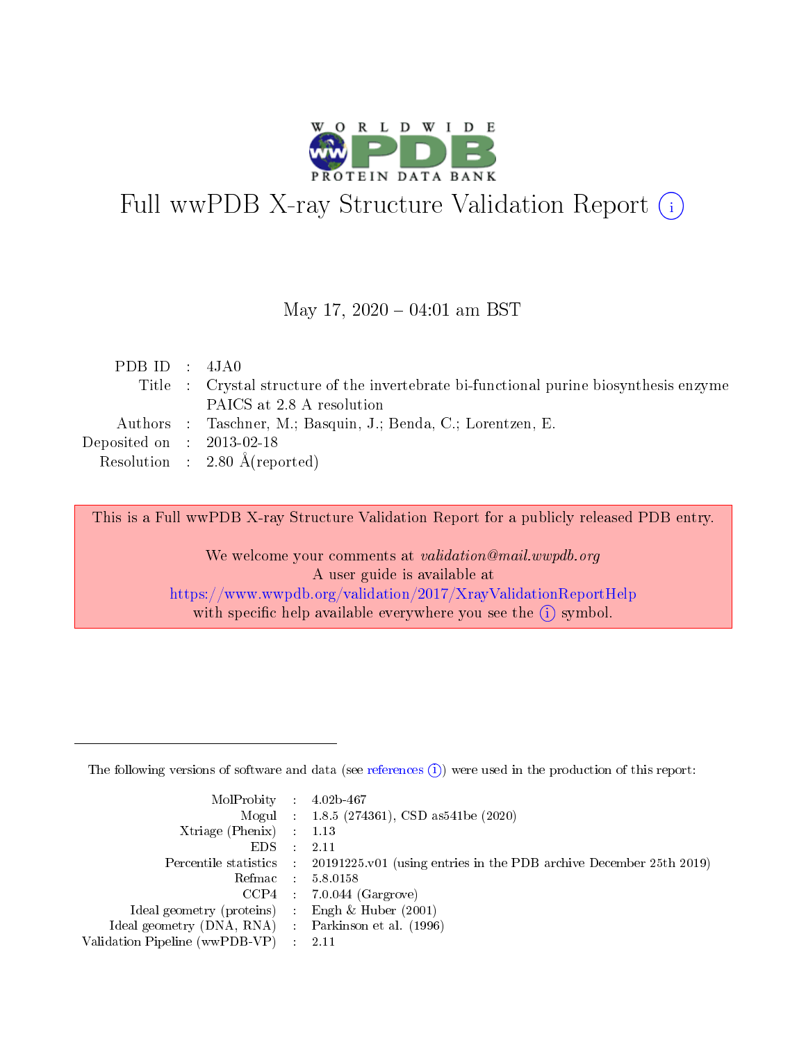# Full wwPDB X-ray Structure Validation Report (i)

May 17, 2020 – 04:01 am BST

| | | |
|---|---|---|
| PDB ID | : | 4JA0 |
| Title | : | Crystal structure of the invertebrate bi-functional purine biosynthesis enzyme PAICS at 2.8 A resolution |
| Authors | : | Taschner, M.; Basquin, J.; Benda, C.; Lorentzen, E. |
| Deposited on | : | 2013-02-18 |
| Resolution | : | 2.80 Å(reported) |

This is a Full wwPDB X-ray Structure Validation Report for a publicly released PDB entry.

We welcome your comments at *validation@mail.wwpdb.org*
A user guide is available at
https://www.wwpdb.org/validation/2017/XrayValidationReportHelp
with specific help available everywhere you see the (i) symbol.

---

The following versions of software and data (see references (i)) were used in the production of this report:

| | | |
|---|---|---|
| MolProbity | : | 4.02b-467 |
| Mogul | : | 1.8.5 (274361), CSD as541be (2020) |
| Xtriage (Phenix) | : | 1.13 |
| EDS | : | 2.11 |
| Percentile statistics | : | 20191225.v01 (using entries in the PDB archive December 25th 2019) |
| Refmac | : | 5.8.0158 |
| CCP4 | : | 7.0.044 (Gargrove) |
| Ideal geometry (proteins) | : | Engh & Huber (2001) |
| Ideal geometry (DNA, RNA) | : | Parkinson et al. (1996) |
| Validation Pipeline (wwPDB-VP) | : | 2.11 |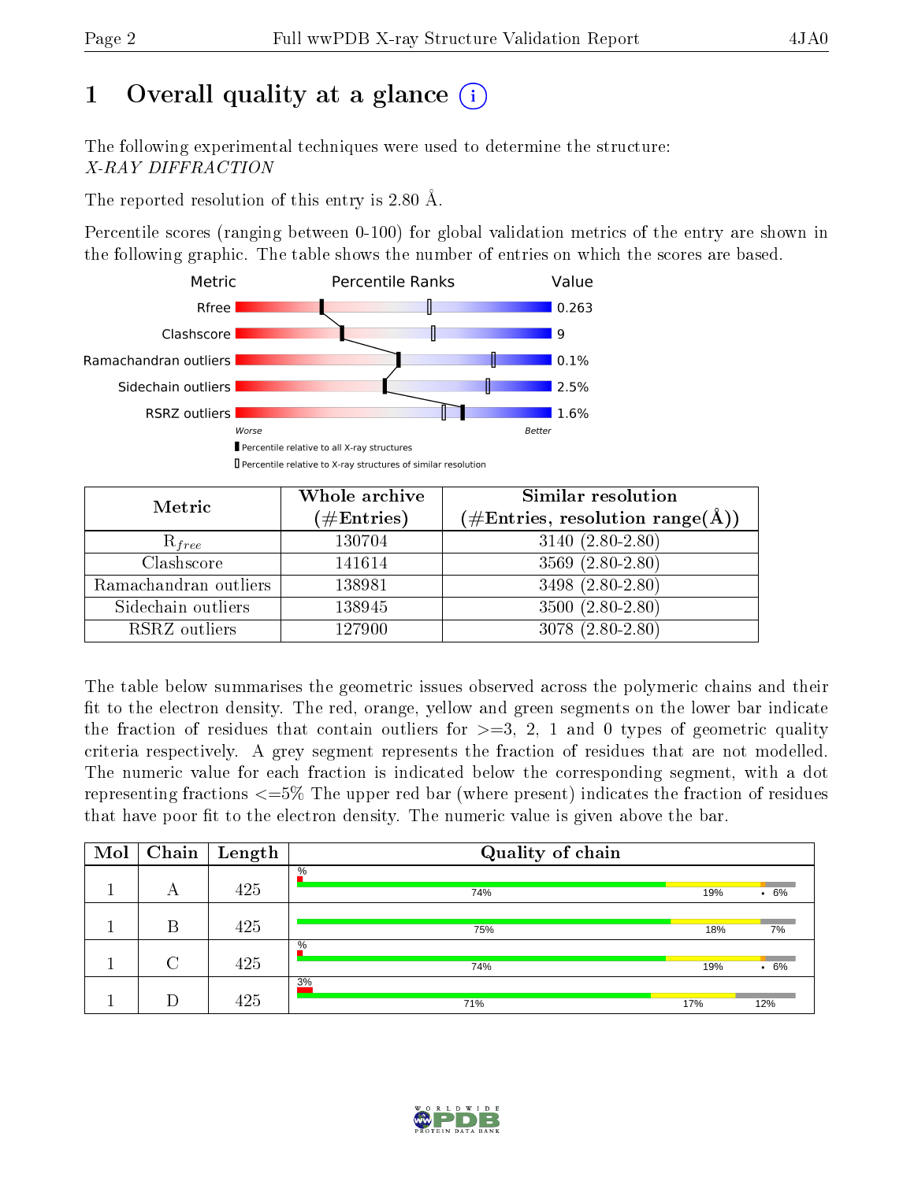# 1 Overall quality at a glance (i)

The following experimental techniques were used to determine the structure:
*X-RAY DIFFRACTION*

The reported resolution of this entry is 2.80 Å.

Percentile scores (ranging between 0-100) for global validation metrics of the entry are shown in the following graphic. The table shows the number of entries on which the scores are based.

| Metric | Value |
|---|---|
| Rfree | 0.263 |
| Clashscore | 9 |
| Ramachandran outliers | 0.1% |
| Sidechain outliers | 2.5% |
| RSRZ outliers | 1.6% |

Worse — Better

▮ Percentile relative to all X-ray structures
▯ Percentile relative to X-ray structures of similar resolution

| Metric | Whole archive (#Entries) | Similar resolution (#Entries, resolution range(Å)) |
|---|---|---|
| $R_{free}$ | 130704 | 3140 (2.80-2.80) |
| Clashscore | 141614 | 3569 (2.80-2.80) |
| Ramachandran outliers | 138981 | 3498 (2.80-2.80) |
| Sidechain outliers | 138945 | 3500 (2.80-2.80) |
| RSRZ outliers | 127900 | 3078 (2.80-2.80) |

The table below summarises the geometric issues observed across the polymeric chains and their fit to the electron density. The red, orange, yellow and green segments on the lower bar indicate the fraction of residues that contain outliers for >=3, 2, 1 and 0 types of geometric quality criteria respectively. A grey segment represents the fraction of residues that are not modelled. The numeric value for each fraction is indicated below the corresponding segment, with a dot representing fractions <=5% The upper red bar (where present) indicates the fraction of residues that have poor fit to the electron density. The numeric value is given above the bar.

| Mol | Chain | Length | Quality of chain |
|---|---|---|---|
| 1 | A | 425 | % ; 74% ; 19% ; • 6% |
| 1 | B | 425 | 75% ; 18% ; 7% |
| 1 | C | 425 | % ; 74% ; 19% ; • 6% |
| 1 | D | 425 | 3% ; 71% ; 17% ; 12% |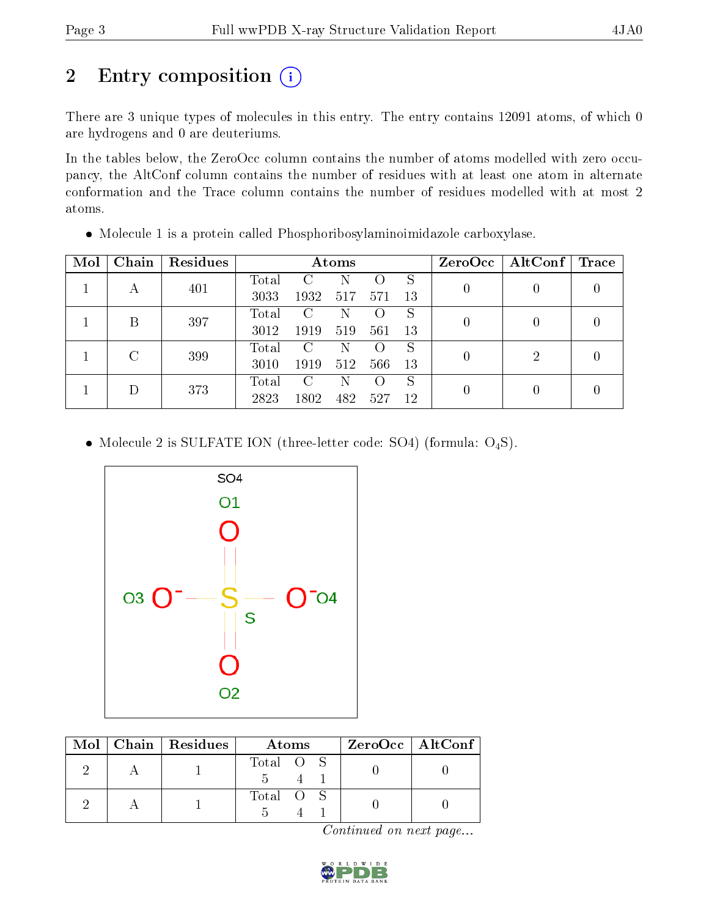# 2 Entry composition

There are 3 unique types of molecules in this entry. The entry contains 12091 atoms, of which 0 are hydrogens and 0 are deuteriums.

In the tables below, the ZeroOcc column contains the number of atoms modelled with zero occupancy, the AltConf column contains the number of residues with at least one atom in alternate conformation and the Trace column contains the number of residues modelled with at most 2 atoms.

- Molecule 1 is a protein called Phosphoribosylaminoimidazole carboxylase.

| Mol | Chain | Residues | Atoms | | | | | ZeroOcc | AltConf | Trace |
|---|---|---|---|---|---|---|---|---|---|---|
| 1 | A | 401 | Total 3033 | C 1932 | N 517 | O 571 | S 13 | 0 | 0 | 0 |
| 1 | B | 397 | Total 3012 | C 1919 | N 519 | O 561 | S 13 | 0 | 0 | 0 |
| 1 | C | 399 | Total 3010 | C 1919 | N 512 | O 566 | S 13 | 0 | 2 | 0 |
| 1 | D | 373 | Total 2823 | C 1802 | N 482 | O 527 | S 12 | 0 | 0 | 0 |

- Molecule 2 is SULFATE ION (three-letter code: SO4) (formula: $O_4S$).

| Mol | Chain | Residues | Atoms | | | ZeroOcc | AltConf |
|---|---|---|---|---|---|---|---|
| 2 | A | 1 | Total 5 | O 4 | S 1 | 0 | 0 |
| 2 | A | 1 | Total 5 | O 4 | S 1 | 0 | 0 |

*Continued on next page...*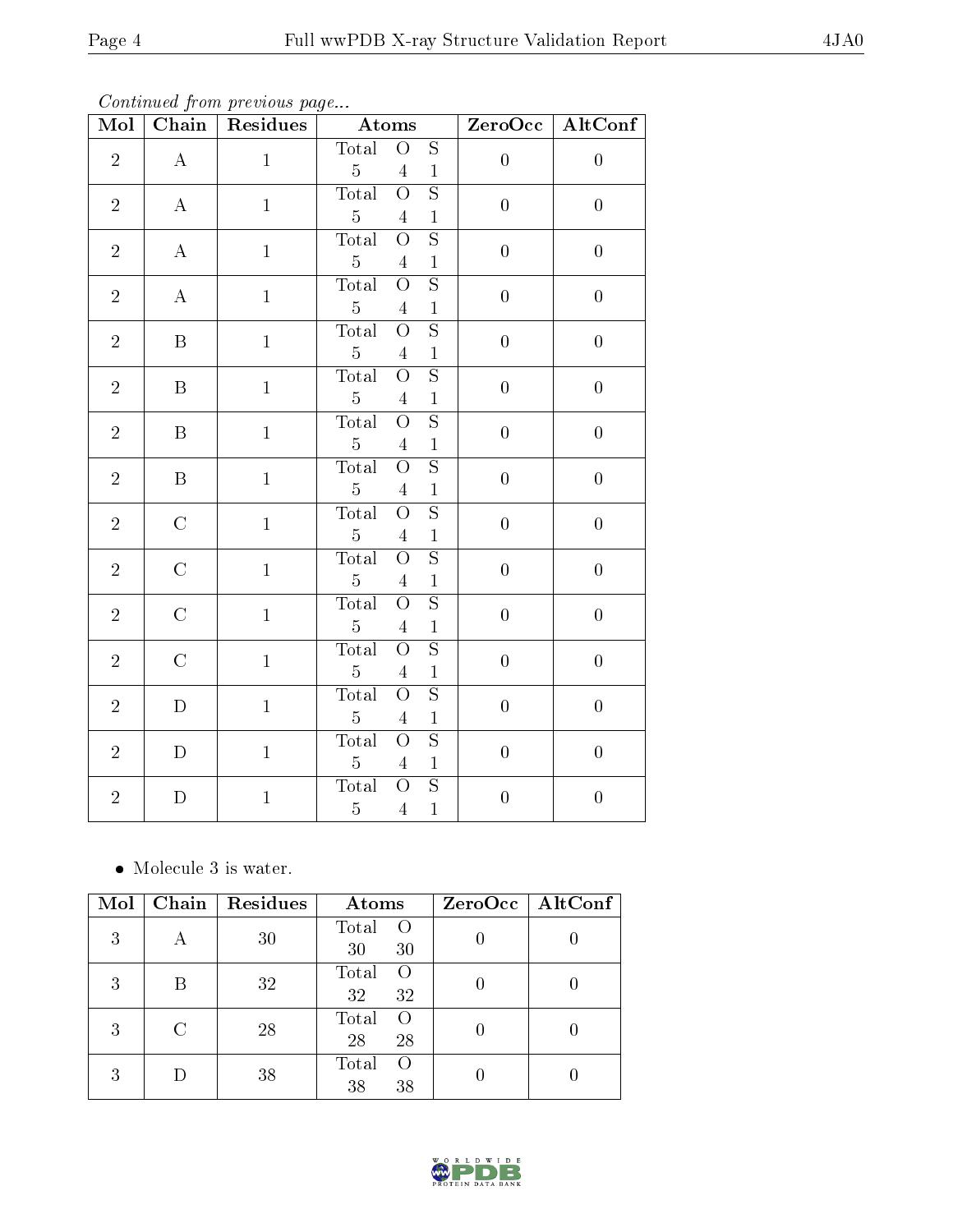*Continued from previous page...*

| Mol | Chain | Residues | Atoms | ZeroOcc | AltConf |
|---|---|---|---|---|---|
| 2 | A | 1 | Total O S<br>5 4 1 | 0 | 0 |
| 2 | A | 1 | Total O S<br>5 4 1 | 0 | 0 |
| 2 | A | 1 | Total O S<br>5 4 1 | 0 | 0 |
| 2 | A | 1 | Total O S<br>5 4 1 | 0 | 0 |
| 2 | B | 1 | Total O S<br>5 4 1 | 0 | 0 |
| 2 | B | 1 | Total O S<br>5 4 1 | 0 | 0 |
| 2 | B | 1 | Total O S<br>5 4 1 | 0 | 0 |
| 2 | B | 1 | Total O S<br>5 4 1 | 0 | 0 |
| 2 | C | 1 | Total O S<br>5 4 1 | 0 | 0 |
| 2 | C | 1 | Total O S<br>5 4 1 | 0 | 0 |
| 2 | C | 1 | Total O S<br>5 4 1 | 0 | 0 |
| 2 | C | 1 | Total O S<br>5 4 1 | 0 | 0 |
| 2 | D | 1 | Total O S<br>5 4 1 | 0 | 0 |
| 2 | D | 1 | Total O S<br>5 4 1 | 0 | 0 |
| 2 | D | 1 | Total O S<br>5 4 1 | 0 | 0 |

- Molecule 3 is water.

| Mol | Chain | Residues | Atoms | ZeroOcc | AltConf |
|---|---|---|---|---|---|
| 3 | A | 30 | Total O<br>30 30 | 0 | 0 |
| 3 | B | 32 | Total O<br>32 32 | 0 | 0 |
| 3 | C | 28 | Total O<br>28 28 | 0 | 0 |
| 3 | D | 38 | Total O<br>38 38 | 0 | 0 |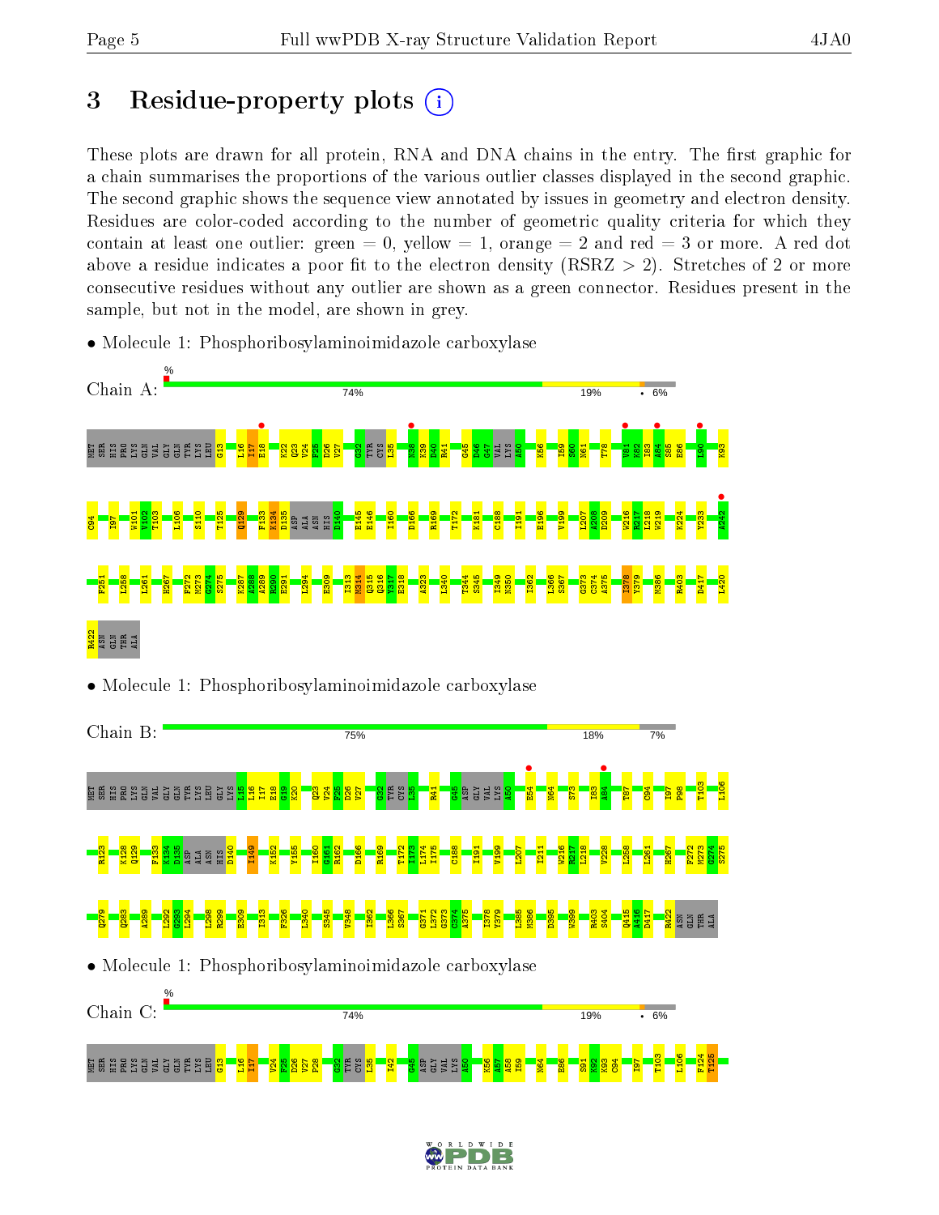# 3 Residue-property plots

These plots are drawn for all protein, RNA and DNA chains in the entry. The first graphic for a chain summarises the proportions of the various outlier classes displayed in the second graphic. The second graphic shows the sequence view annotated by issues in geometry and electron density. Residues are color-coded according to the number of geometric quality criteria for which they contain at least one outlier: green = 0, yellow = 1, orange = 2 and red = 3 or more. A red dot above a residue indicates a poor fit to the electron density (RSRZ > 2). Stretches of 2 or more consecutive residues without any outlier are shown as a green connector. Residues present in the sample, but not in the model, are shown in grey.

- Molecule 1: Phosphoribosylaminoimidazole carboxylase

Chain A: % 74% 19% • 6%

MET SER HIS PRO LYS GLN VAL GLY GLN TYR LYS LEU G13 L16 I17 E18 K22 Q23 V24 F25 D26 V27 G32 TYR CYS L35 N38 K39 D40 R41 G45 D46 G47 VAL LYS A50 K56 I59 S60 N61 T78 V81 K82 I83 A84 S85 E86 L90 K93 C94 I97 W101 V102 T103 L106 S110 T125 Q129 F133 K134 D135 ASP ALA ASN HIS D140 E145 E146 I160 D166 R169 T172 K181 C188 I191 E196 V199 L207 A208 D209 W216 R217 L218 W219 K224 Y233 A242 F251 L258 L261 H267 F272 M273 G274 S275 K287 A288 A289 R290 E291 L294 E309 I313 M314 Q315 Q316 Y317 E318 A323 L340 T344 S345 I349 N350 I362 L366 S367 G373 C374 A375 I378 Y379 M386 R403 D417 L420 R422 ASN GLN THR ALA

- Molecule 1: Phosphoribosylaminoimidazole carboxylase

Chain B: 75% 18% 7%

MET SER HIS PRO LYS GLN VAL GLY GLN TYR LYS LEU GLY LYS L15 L16 I17 E18 G19 K20 Q23 V24 F25 D26 V27 G32 TYR CYS L35 R41 G45 ASP GLY VAL LYS A50 E54 N64 S73 I83 A84 T87 C94 I97 P98 T103 L106 R123 K128 Q129 F133 K134 D135 ASP ALA ASN HIS D140 I149 K152 Y155 I160 G161 R162 D166 R169 T172 I173 L174 I175 C188 I191 V199 L207 I211 W216 R217 L218 V228 L258 L261 H267 F272 M273 G274 S275 Q279 Q283 A289 L292 G293 L294 L298 R299 E309 I313 F326 L340 S345 V348 I362 L366 S367 G371 L372 G373 C374 A375 I378 Y379 L385 M386 D395 W399 R403 S404 Q415 A416 D417 R422 ASN GLN THR ALA

- Molecule 1: Phosphoribosylaminoimidazole carboxylase

Chain C: % 74% 19% • 6%

MET SER HIS PRO LYS GLN VAL GLY GLN TYR LYS LEU G13 L16 I17 V24 F25 D26 V27 P28 G32 TYR CYS L35 I42 G45 ASP GLY VAL LYS A50 K56 A57 A58 I59 N64 E86 S91 K92 K93 C94 I97 T103 L106 F124 T125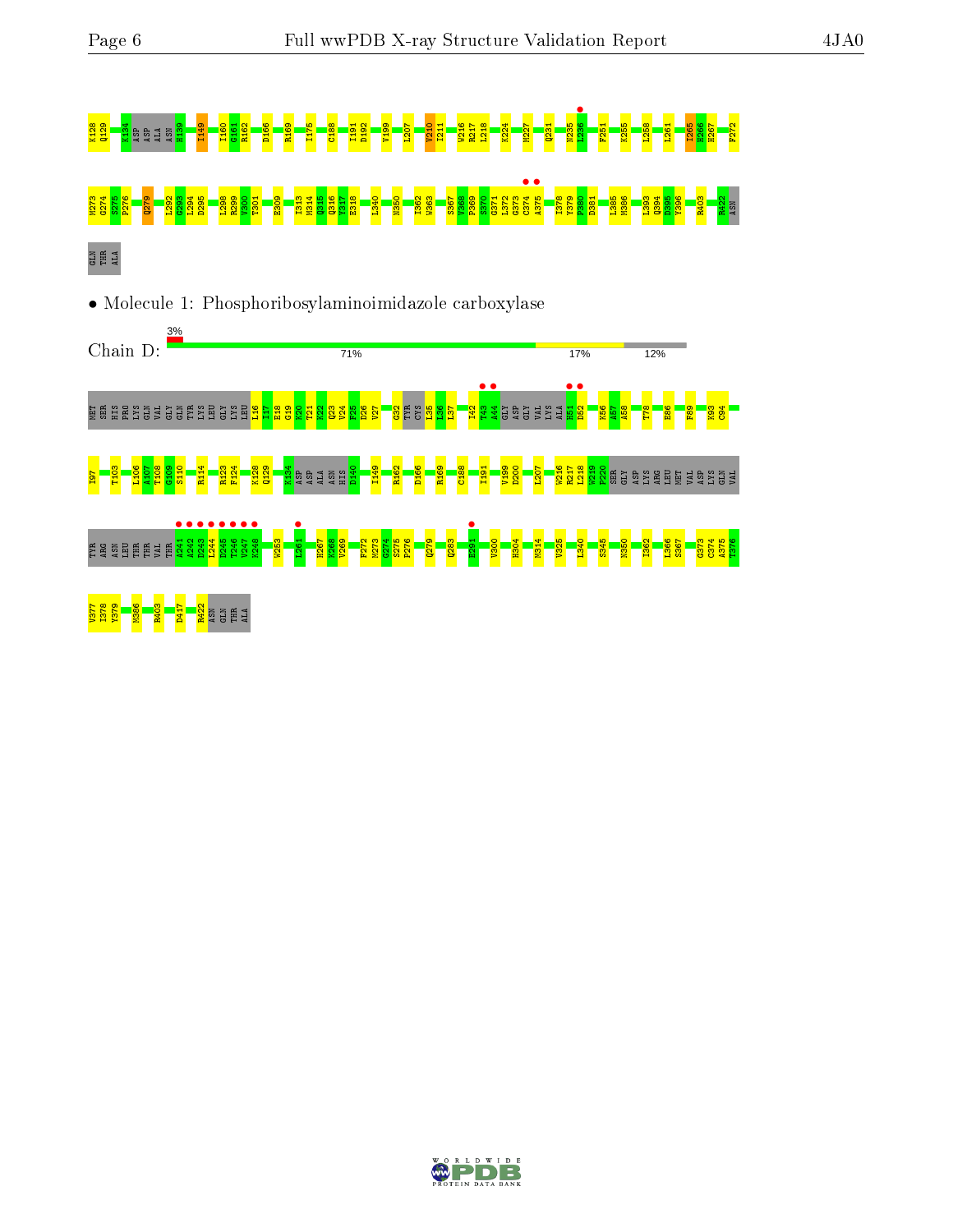K128 Q129 K134 ASP ASP ALA ASN H139 I149 I160 G161 R162 D166 R169 I175 C188 I191 D192 V199 L207 V210 I211 W216 R217 L218 K224 M227 Q231 N235 L236 F251 K255 L258 L261 I265 H266 H267 F272

M273 G274 S275 P276 Q279 L292 G293 L294 D295 L298 R299 V300 T301 E309 I313 M314 Q315 Q316 Y317 E318 L340 N350 I362 W363 S367 V368 P369 S370 G371 L372 G373 C374 A375 I378 Y379 P380 D381 L385 M386 L393 Q394 E395 Y396 R403 R422 ASN

GLN THR ALA

- Molecule 1: Phosphoribosylaminoimidazole carboxylase

Chain D: 3% | 71% | 17% | 12%

MET SER HIS PRO LYS GLN VAL GLY GLN TYR LYS LEU GLY LYS LEU L16 I17 E18 G19 K20 T21 K22 Q23 V24 F25 D26 V27 G32 TYR CYS L35 L36 L37 I42 T43 A44 GLY ASP GLY VAL LYS ALA H51 D52 K56 A57 A58 T78 E86 F89 K93 C94

I97 T103 L106 A107 T108 G109 S110 R114 R123 F124 K128 Q129 K134 ASP ASP ALA ASN HIS D140 I149 R162 D166 R169 C188 I191 V199 D200 L207 W216 R217 L218 W219 F220 SER GLY ASP LYS ARG LEU MET VAL ASP LYS GLN VAL

TYR ARG ASN LEU THR THR VAL THR A241 A242 D243 L244 D245 T246 V247 K248 W253 L261 H267 K268 V269 F272 M273 G274 S275 P276 Q279 Q283 E291 V300 H304 M314 V325 L340 S345 N350 I362 L366 S367 G373 C374 A375 T376

V377 I378 Y379 M386 R403 D417 R422 ASN GLN THR ALA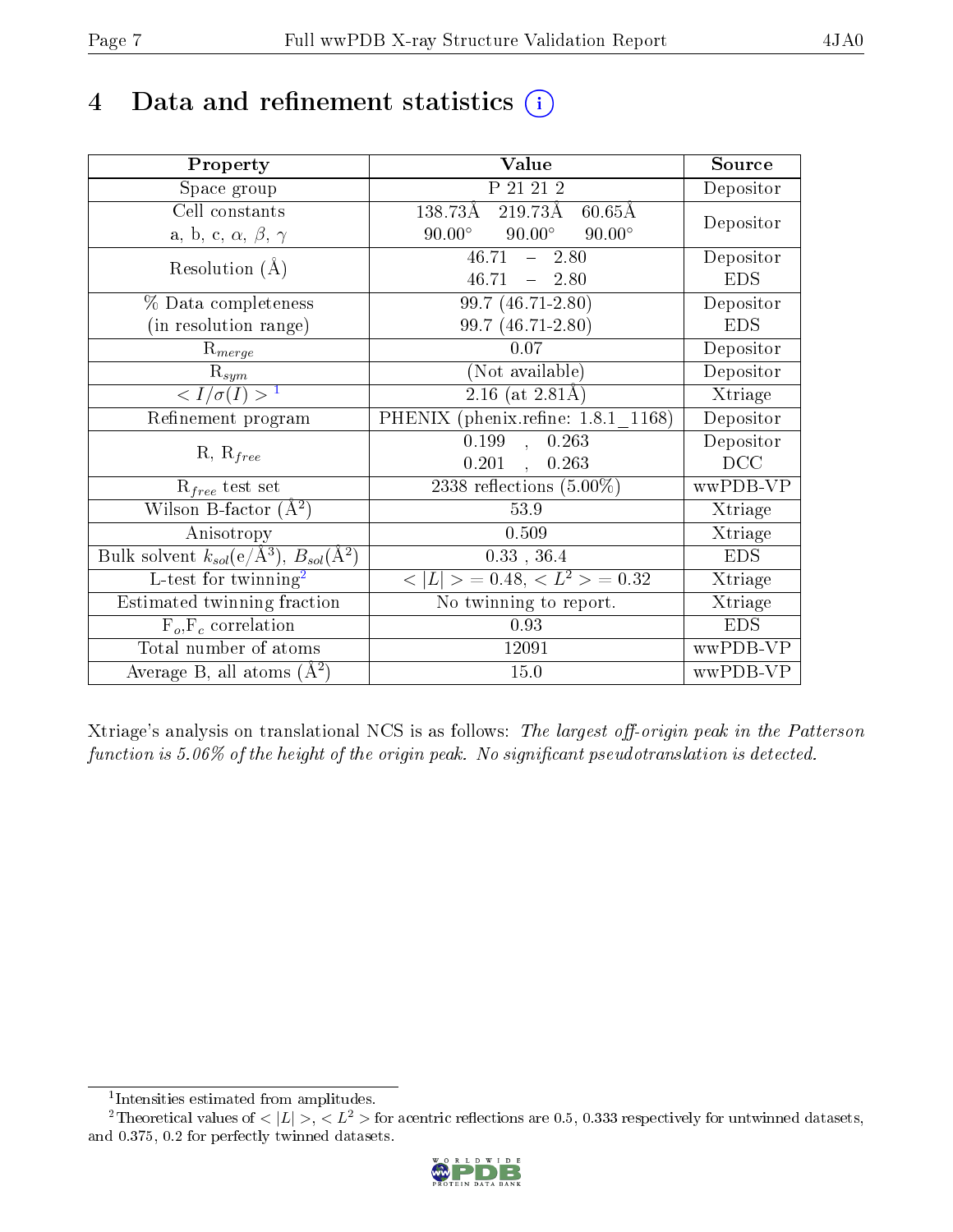# 4 Data and refinement statistics ⓘ

| Property | Value | Source |
|---|---|---|
| Space group | P 21 21 2 | Depositor |
| Cell constants<br>a, b, c, $\alpha$, $\beta$, $\gamma$ | 138.73Å 219.73Å 60.65Å<br>90.00° 90.00° 90.00° | Depositor |
| Resolution (Å) | 46.71 – 2.80<br>46.71 – 2.80 | Depositor<br>EDS |
| % Data completeness<br>(in resolution range) | 99.7 (46.71-2.80)<br>99.7 (46.71-2.80) | Depositor<br>EDS |
| $R_{merge}$ | 0.07 | Depositor |
| $R_{sym}$ | (Not available) | Depositor |
| $< I/\sigma(I) >$ [1] | 2.16 (at 2.81Å) | Xtriage |
| Refinement program | PHENIX (phenix.refine: 1.8.1_1168) | Depositor |
| R, $R_{free}$ | 0.199 , 0.263<br>0.201 , 0.263 | Depositor<br>DCC |
| $R_{free}$ test set | 2338 reflections (5.00%) | wwPDB-VP |
| Wilson B-factor (Å$^2$) | 53.9 | Xtriage |
| Anisotropy | 0.509 | Xtriage |
| Bulk solvent $k_{sol}$(e/Å$^3$), $B_{sol}$(Å$^2$) | 0.33 , 36.4 | EDS |
| L-test for twinning[2] | $< \|L\| > = 0.48$, $< L^2 > = 0.32$ | Xtriage |
| Estimated twinning fraction | No twinning to report. | Xtriage |
| $F_o$,$F_c$ correlation | 0.93 | EDS |
| Total number of atoms | 12091 | wwPDB-VP |
| Average B, all atoms (Å$^2$) | 15.0 | wwPDB-VP |

Xtriage's analysis on translational NCS is as follows: *The largest off-origin peak in the Patterson function is 5.06% of the height of the origin peak. No significant pseudotranslation is detected.*

[1] Intensities estimated from amplitudes.

[2] Theoretical values of $< |L| >$, $< L^2 >$ for acentric reflections are 0.5, 0.333 respectively for untwinned datasets, and 0.375, 0.2 for perfectly twinned datasets.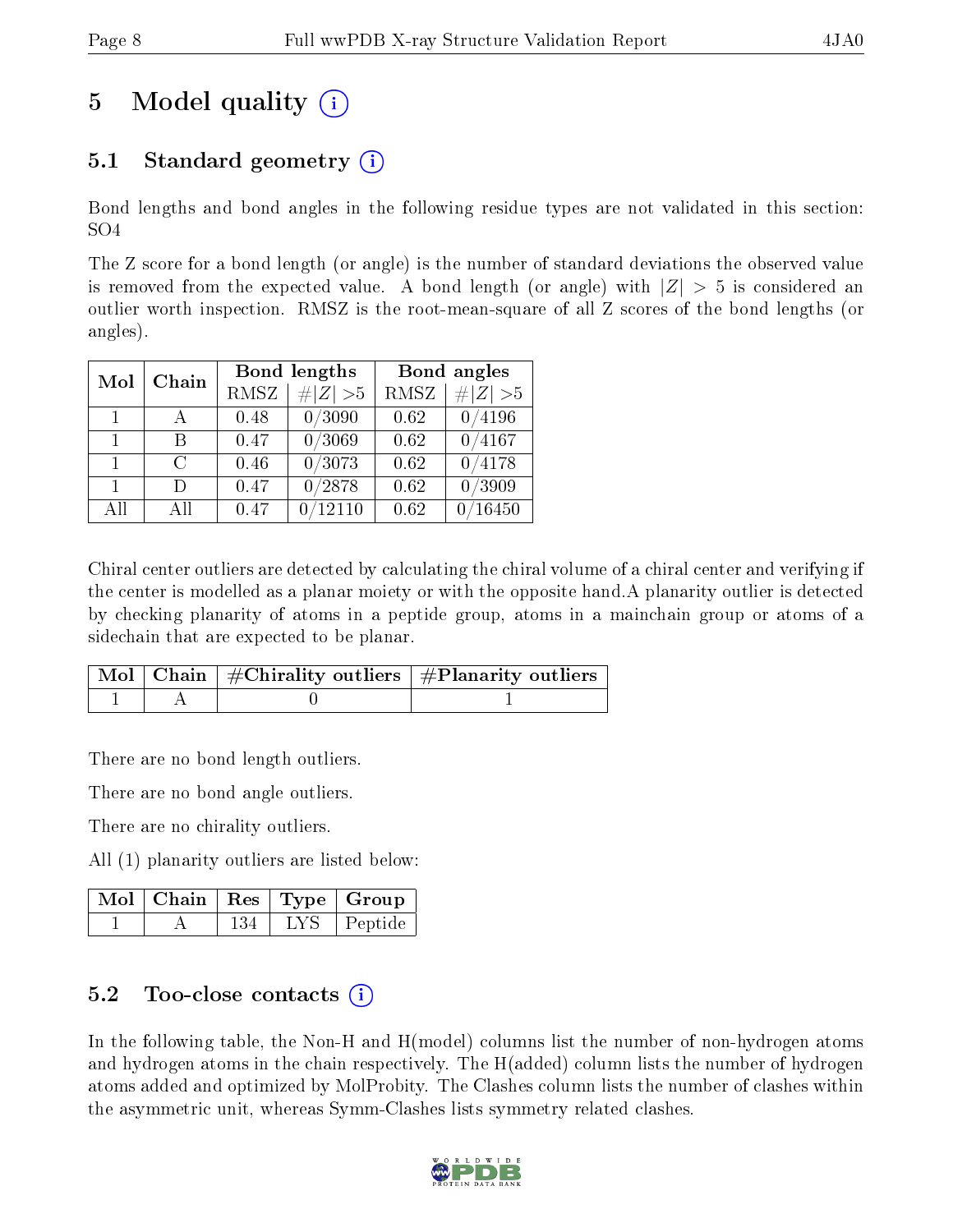# 5 Model quality

## 5.1 Standard geometry

Bond lengths and bond angles in the following residue types are not validated in this section: SO4

The Z score for a bond length (or angle) is the number of standard deviations the observed value is removed from the expected value. A bond length (or angle) with $|Z| > 5$ is considered an outlier worth inspection. RMSZ is the root-mean-square of all Z scores of the bond lengths (or angles).

| Mol | Chain | Bond lengths | | Bond angles | |
|---|---|---|---|---|---|
| | | RMSZ | $\#\|Z\| > 5$ | RMSZ | $\#\|Z\| > 5$ |
| 1 | A | 0.48 | 0/3090 | 0.62 | 0/4196 |
| 1 | B | 0.47 | 0/3069 | 0.62 | 0/4167 |
| 1 | C | 0.46 | 0/3073 | 0.62 | 0/4178 |
| 1 | D | 0.47 | 0/2878 | 0.62 | 0/3909 |
| All | All | 0.47 | 0/12110 | 0.62 | 0/16450 |

Chiral center outliers are detected by calculating the chiral volume of a chiral center and verifying if the center is modelled as a planar moiety or with the opposite hand.A planarity outlier is detected by checking planarity of atoms in a peptide group, atoms in a mainchain group or atoms of a sidechain that are expected to be planar.

| Mol | Chain | #Chirality outliers | #Planarity outliers |
|---|---|---|---|
| 1 | A | 0 | 1 |

There are no bond length outliers.

There are no bond angle outliers.

There are no chirality outliers.

All (1) planarity outliers are listed below:

| Mol | Chain | Res | Type | Group |
|---|---|---|---|---|
| 1 | A | 134 | LYS | Peptide |

## 5.2 Too-close contacts

In the following table, the Non-H and H(model) columns list the number of non-hydrogen atoms and hydrogen atoms in the chain respectively. The H(added) column lists the number of hydrogen atoms added and optimized by MolProbity. The Clashes column lists the number of clashes within the asymmetric unit, whereas Symm-Clashes lists symmetry related clashes.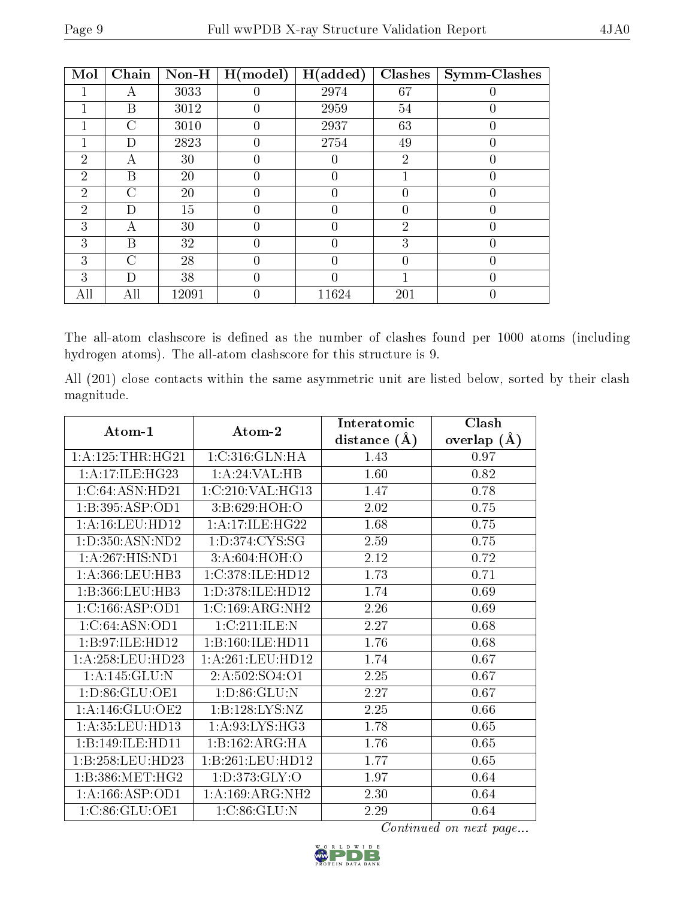| Mol | Chain | Non-H | H(model) | H(added) | Clashes | Symm-Clashes |
|---|---|---|---|---|---|---|
| 1 | A | 3033 | 0 | 2974 | 67 | 0 |
| 1 | B | 3012 | 0 | 2959 | 54 | 0 |
| 1 | C | 3010 | 0 | 2937 | 63 | 0 |
| 1 | D | 2823 | 0 | 2754 | 49 | 0 |
| 2 | A | 30 | 0 | 0 | 2 | 0 |
| 2 | B | 20 | 0 | 0 | 1 | 0 |
| 2 | C | 20 | 0 | 0 | 0 | 0 |
| 2 | D | 15 | 0 | 0 | 0 | 0 |
| 3 | A | 30 | 0 | 0 | 2 | 0 |
| 3 | B | 32 | 0 | 0 | 3 | 0 |
| 3 | C | 28 | 0 | 0 | 0 | 0 |
| 3 | D | 38 | 0 | 0 | 1 | 0 |
| All | All | 12091 | 0 | 11624 | 201 | 0 |

The all-atom clashscore is defined as the number of clashes found per 1000 atoms (including hydrogen atoms). The all-atom clashscore for this structure is 9.

All (201) close contacts within the same asymmetric unit are listed below, sorted by their clash magnitude.

| Atom-1 | Atom-2 | Interatomic distance (Å) | Clash overlap (Å) |
|---|---|---|---|
| 1:A:125:THR:HG21 | 1:C:316:GLN:HA | 1.43 | 0.97 |
| 1:A:17:ILE:HG23 | 1:A:24:VAL:HB | 1.60 | 0.82 |
| 1:C:64:ASN:HD21 | 1:C:210:VAL:HG13 | 1.47 | 0.78 |
| 1:B:395:ASP:OD1 | 3:B:629:HOH:O | 2.02 | 0.75 |
| 1:A:16:LEU:HD12 | 1:A:17:ILE:HG22 | 1.68 | 0.75 |
| 1:D:350:ASN:ND2 | 1:D:374:CYS:SG | 2.59 | 0.75 |
| 1:A:267:HIS:ND1 | 3:A:604:HOH:O | 2.12 | 0.72 |
| 1:A:366:LEU:HB3 | 1:C:378:ILE:HD12 | 1.73 | 0.71 |
| 1:B:366:LEU:HB3 | 1:D:378:ILE:HD12 | 1.74 | 0.69 |
| 1:C:166:ASP:OD1 | 1:C:169:ARG:NH2 | 2.26 | 0.69 |
| 1:C:64:ASN:OD1 | 1:C:211:ILE:N | 2.27 | 0.68 |
| 1:B:97:ILE:HD12 | 1:B:160:ILE:HD11 | 1.76 | 0.68 |
| 1:A:258:LEU:HD23 | 1:A:261:LEU:HD12 | 1.74 | 0.67 |
| 1:A:145:GLU:N | 2:A:502:SO4:O1 | 2.25 | 0.67 |
| 1:D:86:GLU:OE1 | 1:D:86:GLU:N | 2.27 | 0.67 |
| 1:A:146:GLU:OE2 | 1:B:128:LYS:NZ | 2.25 | 0.66 |
| 1:A:35:LEU:HD13 | 1:A:93:LYS:HG3 | 1.78 | 0.65 |
| 1:B:149:ILE:HD11 | 1:B:162:ARG:HA | 1.76 | 0.65 |
| 1:B:258:LEU:HD23 | 1:B:261:LEU:HD12 | 1.77 | 0.65 |
| 1:B:386:MET:HG2 | 1:D:373:GLY:O | 1.97 | 0.64 |
| 1:A:166:ASP:OD1 | 1:A:169:ARG:NH2 | 2.30 | 0.64 |
| 1:C:86:GLU:OE1 | 1:C:86:GLU:N | 2.29 | 0.64 |

*Continued on next page...*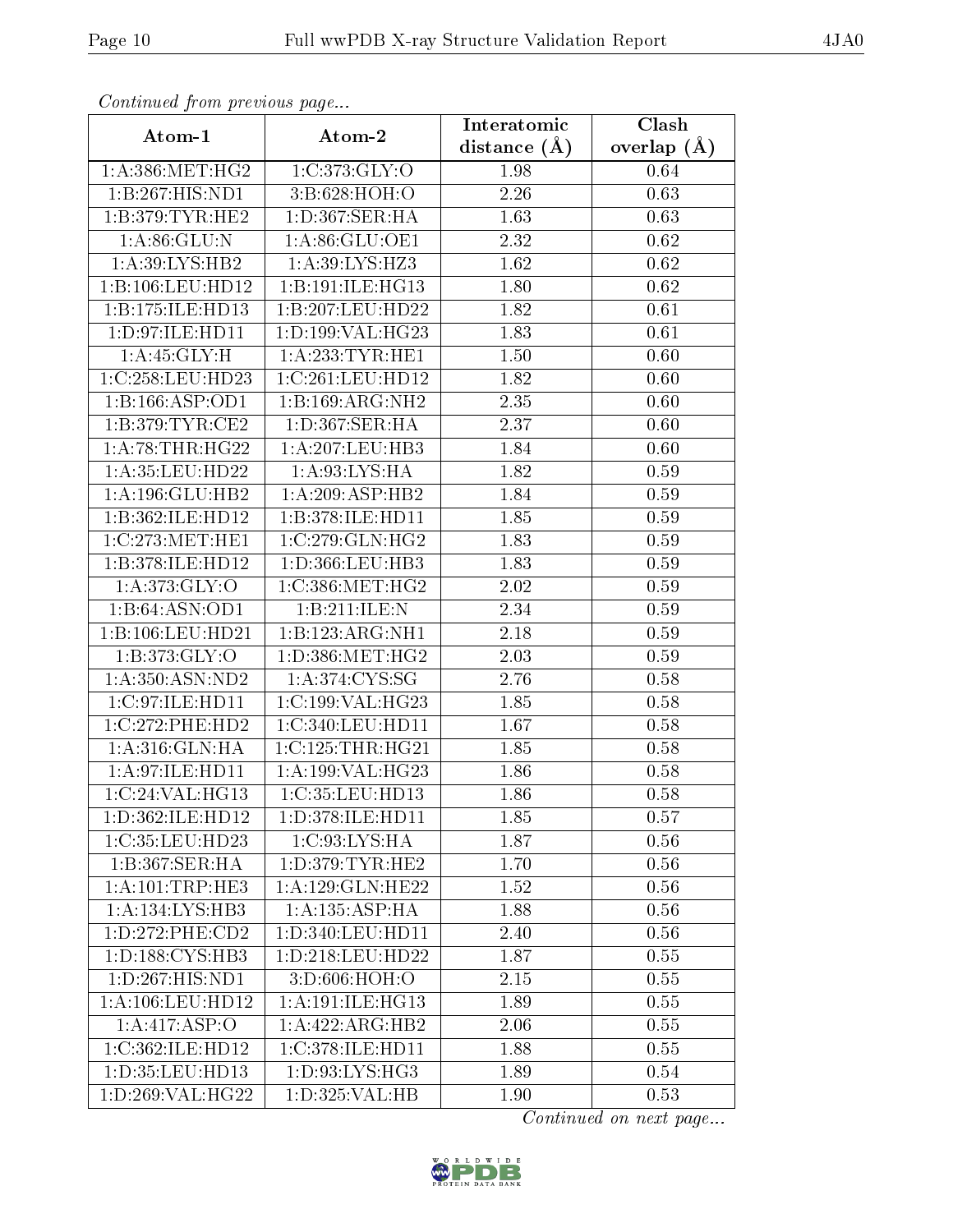*Continued from previous page...*

| Atom-1 | Atom-2 | Interatomic distance (Å) | Clash overlap (Å) |
|---|---|---|---|
| 1:A:386:MET:HG2 | 1:C:373:GLY:O | 1.98 | 0.64 |
| 1:B:267:HIS:ND1 | 3:B:628:HOH:O | 2.26 | 0.63 |
| 1:B:379:TYR:HE2 | 1:D:367:SER:HA | 1.63 | 0.63 |
| 1:A:86:GLU:N | 1:A:86:GLU:OE1 | 2.32 | 0.62 |
| 1:A:39:LYS:HB2 | 1:A:39:LYS:HZ3 | 1.62 | 0.62 |
| 1:B:106:LEU:HD12 | 1:B:191:ILE:HG13 | 1.80 | 0.62 |
| 1:B:175:ILE:HD13 | 1:B:207:LEU:HD22 | 1.82 | 0.61 |
| 1:D:97:ILE:HD11 | 1:D:199:VAL:HG23 | 1.83 | 0.61 |
| 1:A:45:GLY:H | 1:A:233:TYR:HE1 | 1.50 | 0.60 |
| 1:C:258:LEU:HD23 | 1:C:261:LEU:HD12 | 1.82 | 0.60 |
| 1:B:166:ASP:OD1 | 1:B:169:ARG:NH2 | 2.35 | 0.60 |
| 1:B:379:TYR:CE2 | 1:D:367:SER:HA | 2.37 | 0.60 |
| 1:A:78:THR:HG22 | 1:A:207:LEU:HB3 | 1.84 | 0.60 |
| 1:A:35:LEU:HD22 | 1:A:93:LYS:HA | 1.82 | 0.59 |
| 1:A:196:GLU:HB2 | 1:A:209:ASP:HB2 | 1.84 | 0.59 |
| 1:B:362:ILE:HD12 | 1:B:378:ILE:HD11 | 1.85 | 0.59 |
| 1:C:273:MET:HE1 | 1:C:279:GLN:HG2 | 1.83 | 0.59 |
| 1:B:378:ILE:HD12 | 1:D:366:LEU:HB3 | 1.83 | 0.59 |
| 1:A:373:GLY:O | 1:C:386:MET:HG2 | 2.02 | 0.59 |
| 1:B:64:ASN:OD1 | 1:B:211:ILE:N | 2.34 | 0.59 |
| 1:B:106:LEU:HD21 | 1:B:123:ARG:NH1 | 2.18 | 0.59 |
| 1:B:373:GLY:O | 1:D:386:MET:HG2 | 2.03 | 0.59 |
| 1:A:350:ASN:ND2 | 1:A:374:CYS:SG | 2.76 | 0.58 |
| 1:C:97:ILE:HD11 | 1:C:199:VAL:HG23 | 1.85 | 0.58 |
| 1:C:272:PHE:HD2 | 1:C:340:LEU:HD11 | 1.67 | 0.58 |
| 1:A:316:GLN:HA | 1:C:125:THR:HG21 | 1.85 | 0.58 |
| 1:A:97:ILE:HD11 | 1:A:199:VAL:HG23 | 1.86 | 0.58 |
| 1:C:24:VAL:HG13 | 1:C:35:LEU:HD13 | 1.86 | 0.58 |
| 1:D:362:ILE:HD12 | 1:D:378:ILE:HD11 | 1.85 | 0.57 |
| 1:C:35:LEU:HD23 | 1:C:93:LYS:HA | 1.87 | 0.56 |
| 1:B:367:SER:HA | 1:D:379:TYR:HE2 | 1.70 | 0.56 |
| 1:A:101:TRP:HE3 | 1:A:129:GLN:HE22 | 1.52 | 0.56 |
| 1:A:134:LYS:HB3 | 1:A:135:ASP:HA | 1.88 | 0.56 |
| 1:D:272:PHE:CD2 | 1:D:340:LEU:HD11 | 2.40 | 0.56 |
| 1:D:188:CYS:HB3 | 1:D:218:LEU:HD22 | 1.87 | 0.55 |
| 1:D:267:HIS:ND1 | 3:D:606:HOH:O | 2.15 | 0.55 |
| 1:A:106:LEU:HD12 | 1:A:191:ILE:HG13 | 1.89 | 0.55 |
| 1:A:417:ASP:O | 1:A:422:ARG:HB2 | 2.06 | 0.55 |
| 1:C:362:ILE:HD12 | 1:C:378:ILE:HD11 | 1.88 | 0.55 |
| 1:D:35:LEU:HD13 | 1:D:93:LYS:HG3 | 1.89 | 0.54 |
| 1:D:269:VAL:HG22 | 1:D:325:VAL:HB | 1.90 | 0.53 |

*Continued on next page...*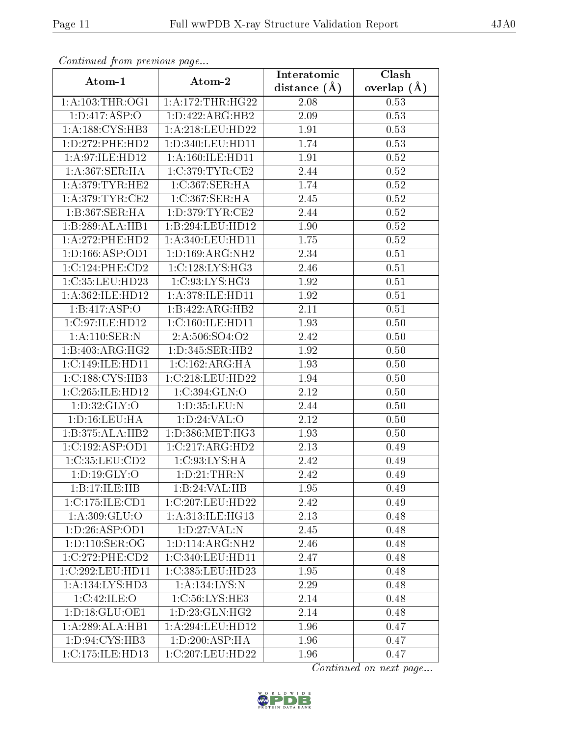*Continued from previous page...*

| Atom-1 | Atom-2 | Interatomic distance (Å) | Clash overlap (Å) |
|---|---|---|---|
| 1:A:103:THR:OG1 | 1:A:172:THR:HG22 | 2.08 | 0.53 |
| 1:D:417:ASP:O | 1:D:422:ARG:HB2 | 2.09 | 0.53 |
| 1:A:188:CYS:HB3 | 1:A:218:LEU:HD22 | 1.91 | 0.53 |
| 1:D:272:PHE:HD2 | 1:D:340:LEU:HD11 | 1.74 | 0.53 |
| 1:A:97:ILE:HD12 | 1:A:160:ILE:HD11 | 1.91 | 0.52 |
| 1:A:367:SER:HA | 1:C:379:TYR:CE2 | 2.44 | 0.52 |
| 1:A:379:TYR:HE2 | 1:C:367:SER:HA | 1.74 | 0.52 |
| 1:A:379:TYR:CE2 | 1:C:367:SER:HA | 2.45 | 0.52 |
| 1:B:367:SER:HA | 1:D:379:TYR:CE2 | 2.44 | 0.52 |
| 1:B:289:ALA:HB1 | 1:B:294:LEU:HD12 | 1.90 | 0.52 |
| 1:A:272:PHE:HD2 | 1:A:340:LEU:HD11 | 1.75 | 0.52 |
| 1:D:166:ASP:OD1 | 1:D:169:ARG:NH2 | 2.34 | 0.51 |
| 1:C:124:PHE:CD2 | 1:C:128:LYS:HG3 | 2.46 | 0.51 |
| 1:C:35:LEU:HD23 | 1:C:93:LYS:HG3 | 1.92 | 0.51 |
| 1:A:362:ILE:HD12 | 1:A:378:ILE:HD11 | 1.92 | 0.51 |
| 1:B:417:ASP:O | 1:B:422:ARG:HB2 | 2.11 | 0.51 |
| 1:C:97:ILE:HD12 | 1:C:160:ILE:HD11 | 1.93 | 0.50 |
| 1:A:110:SER:N | 2:A:506:SO4:O2 | 2.42 | 0.50 |
| 1:B:403:ARG:HG2 | 1:D:345:SER:HB2 | 1.92 | 0.50 |
| 1:C:149:ILE:HD11 | 1:C:162:ARG:HA | 1.93 | 0.50 |
| 1:C:188:CYS:HB3 | 1:C:218:LEU:HD22 | 1.94 | 0.50 |
| 1:C:265:ILE:HD12 | 1:C:394:GLN:O | 2.12 | 0.50 |
| 1:D:32:GLY:O | 1:D:35:LEU:N | 2.44 | 0.50 |
| 1:D:16:LEU:HA | 1:D:24:VAL:O | 2.12 | 0.50 |
| 1:B:375:ALA:HB2 | 1:D:386:MET:HG3 | 1.93 | 0.50 |
| 1:C:192:ASP:OD1 | 1:C:217:ARG:HD2 | 2.13 | 0.49 |
| 1:C:35:LEU:CD2 | 1:C:93:LYS:HA | 2.42 | 0.49 |
| 1:D:19:GLY:O | 1:D:21:THR:N | 2.42 | 0.49 |
| 1:B:17:ILE:HB | 1:B:24:VAL:HB | 1.95 | 0.49 |
| 1:C:175:ILE:CD1 | 1:C:207:LEU:HD22 | 2.42 | 0.49 |
| 1:A:309:GLU:O | 1:A:313:ILE:HG13 | 2.13 | 0.48 |
| 1:D:26:ASP:OD1 | 1:D:27:VAL:N | 2.45 | 0.48 |
| 1:D:110:SER:OG | 1:D:114:ARG:NH2 | 2.46 | 0.48 |
| 1:C:272:PHE:CD2 | 1:C:340:LEU:HD11 | 2.47 | 0.48 |
| 1:C:292:LEU:HD11 | 1:C:385:LEU:HD23 | 1.95 | 0.48 |
| 1:A:134:LYS:HD3 | 1:A:134:LYS:N | 2.29 | 0.48 |
| 1:C:42:ILE:O | 1:C:56:LYS:HE3 | 2.14 | 0.48 |
| 1:D:18:GLU:OE1 | 1:D:23:GLN:HG2 | 2.14 | 0.48 |
| 1:A:289:ALA:HB1 | 1:A:294:LEU:HD12 | 1.96 | 0.47 |
| 1:D:94:CYS:HB3 | 1:D:200:ASP:HA | 1.96 | 0.47 |
| 1:C:175:ILE:HD13 | 1:C:207:LEU:HD22 | 1.96 | 0.47 |

*Continued on next page...*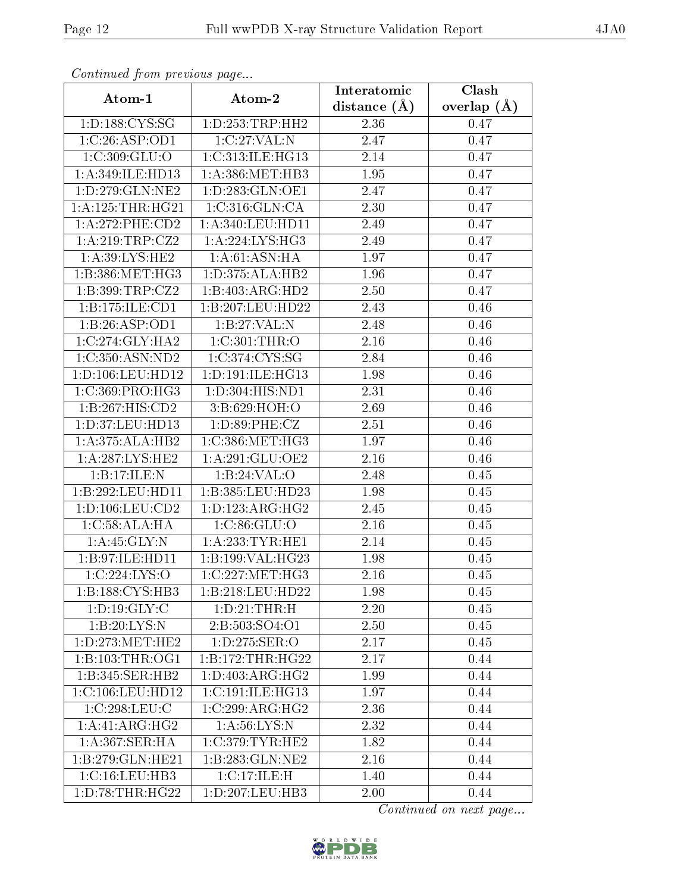*Continued from previous page...*

| Atom-1 | Atom-2 | Interatomic distance (Å) | Clash overlap (Å) |
|---|---|---|---|
| 1:D:188:CYS:SG | 1:D:253:TRP:HH2 | 2.36 | 0.47 |
| 1:C:26:ASP:OD1 | 1:C:27:VAL:N | 2.47 | 0.47 |
| 1:C:309:GLU:O | 1:C:313:ILE:HG13 | 2.14 | 0.47 |
| 1:A:349:ILE:HD13 | 1:A:386:MET:HB3 | 1.95 | 0.47 |
| 1:D:279:GLN:NE2 | 1:D:283:GLN:OE1 | 2.47 | 0.47 |
| 1:A:125:THR:HG21 | 1:C:316:GLN:CA | 2.30 | 0.47 |
| 1:A:272:PHE:CD2 | 1:A:340:LEU:HD11 | 2.49 | 0.47 |
| 1:A:219:TRP:CZ2 | 1:A:224:LYS:HG3 | 2.49 | 0.47 |
| 1:A:39:LYS:HE2 | 1:A:61:ASN:HA | 1.97 | 0.47 |
| 1:B:386:MET:HG3 | 1:D:375:ALA:HB2 | 1.96 | 0.47 |
| 1:B:399:TRP:CZ2 | 1:B:403:ARG:HD2 | 2.50 | 0.47 |
| 1:B:175:ILE:CD1 | 1:B:207:LEU:HD22 | 2.43 | 0.46 |
| 1:B:26:ASP:OD1 | 1:B:27:VAL:N | 2.48 | 0.46 |
| 1:C:274:GLY:HA2 | 1:C:301:THR:O | 2.16 | 0.46 |
| 1:C:350:ASN:ND2 | 1:C:374:CYS:SG | 2.84 | 0.46 |
| 1:D:106:LEU:HD12 | 1:D:191:ILE:HG13 | 1.98 | 0.46 |
| 1:C:369:PRO:HG3 | 1:D:304:HIS:ND1 | 2.31 | 0.46 |
| 1:B:267:HIS:CD2 | 3:B:629:HOH:O | 2.69 | 0.46 |
| 1:D:37:LEU:HD13 | 1:D:89:PHE:CZ | 2.51 | 0.46 |
| 1:A:375:ALA:HB2 | 1:C:386:MET:HG3 | 1.97 | 0.46 |
| 1:A:287:LYS:HE2 | 1:A:291:GLU:OE2 | 2.16 | 0.46 |
| 1:B:17:ILE:N | 1:B:24:VAL:O | 2.48 | 0.45 |
| 1:B:292:LEU:HD11 | 1:B:385:LEU:HD23 | 1.98 | 0.45 |
| 1:D:106:LEU:CD2 | 1:D:123:ARG:HG2 | 2.45 | 0.45 |
| 1:C:58:ALA:HA | 1:C:86:GLU:O | 2.16 | 0.45 |
| 1:A:45:GLY:N | 1:A:233:TYR:HE1 | 2.14 | 0.45 |
| 1:B:97:ILE:HD11 | 1:B:199:VAL:HG23 | 1.98 | 0.45 |
| 1:C:224:LYS:O | 1:C:227:MET:HG3 | 2.16 | 0.45 |
| 1:B:188:CYS:HB3 | 1:B:218:LEU:HD22 | 1.98 | 0.45 |
| 1:D:19:GLY:C | 1:D:21:THR:H | 2.20 | 0.45 |
| 1:B:20:LYS:N | 2:B:503:SO4:O1 | 2.50 | 0.45 |
| 1:D:273:MET:HE2 | 1:D:275:SER:O | 2.17 | 0.45 |
| 1:B:103:THR:OG1 | 1:B:172:THR:HG22 | 2.17 | 0.44 |
| 1:B:345:SER:HB2 | 1:D:403:ARG:HG2 | 1.99 | 0.44 |
| 1:C:106:LEU:HD12 | 1:C:191:ILE:HG13 | 1.97 | 0.44 |
| 1:C:298:LEU:C | 1:C:299:ARG:HG2 | 2.36 | 0.44 |
| 1:A:41:ARG:HG2 | 1:A:56:LYS:N | 2.32 | 0.44 |
| 1:A:367:SER:HA | 1:C:379:TYR:HE2 | 1.82 | 0.44 |
| 1:B:279:GLN:HE21 | 1:B:283:GLN:NE2 | 2.16 | 0.44 |
| 1:C:16:LEU:HB3 | 1:C:17:ILE:H | 1.40 | 0.44 |
| 1:D:78:THR:HG22 | 1:D:207:LEU:HB3 | 2.00 | 0.44 |

*Continued on next page...*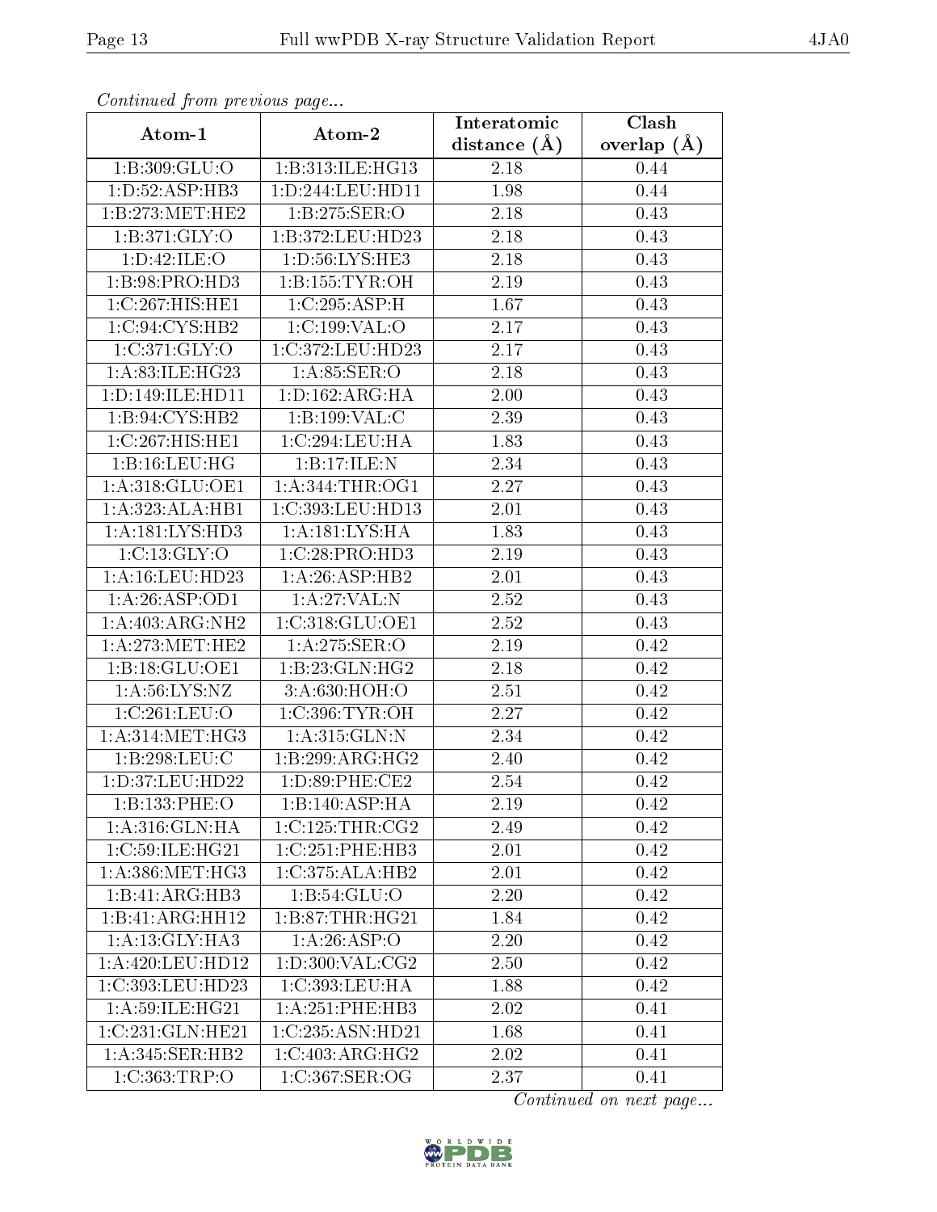*Continued from previous page...*

| Atom-1 | Atom-2 | Interatomic distance (Å) | Clash overlap (Å) |
|---|---|---|---|
| 1:B:309:GLU:O | 1:B:313:ILE:HG13 | 2.18 | 0.44 |
| 1:D:52:ASP:HB3 | 1:D:244:LEU:HD11 | 1.98 | 0.44 |
| 1:B:273:MET:HE2 | 1:B:275:SER:O | 2.18 | 0.43 |
| 1:B:371:GLY:O | 1:B:372:LEU:HD23 | 2.18 | 0.43 |
| 1:D:42:ILE:O | 1:D:56:LYS:HE3 | 2.18 | 0.43 |
| 1:B:98:PRO:HD3 | 1:B:155:TYR:OH | 2.19 | 0.43 |
| 1:C:267:HIS:HE1 | 1:C:295:ASP:H | 1.67 | 0.43 |
| 1:C:94:CYS:HB2 | 1:C:199:VAL:O | 2.17 | 0.43 |
| 1:C:371:GLY:O | 1:C:372:LEU:HD23 | 2.17 | 0.43 |
| 1:A:83:ILE:HG23 | 1:A:85:SER:O | 2.18 | 0.43 |
| 1:D:149:ILE:HD11 | 1:D:162:ARG:HA | 2.00 | 0.43 |
| 1:B:94:CYS:HB2 | 1:B:199:VAL:C | 2.39 | 0.43 |
| 1:C:267:HIS:HE1 | 1:C:294:LEU:HA | 1.83 | 0.43 |
| 1:B:16:LEU:HG | 1:B:17:ILE:N | 2.34 | 0.43 |
| 1:A:318:GLU:OE1 | 1:A:344:THR:OG1 | 2.27 | 0.43 |
| 1:A:323:ALA:HB1 | 1:C:393:LEU:HD13 | 2.01 | 0.43 |
| 1:A:181:LYS:HD3 | 1:A:181:LYS:HA | 1.83 | 0.43 |
| 1:C:13:GLY:O | 1:C:28:PRO:HD3 | 2.19 | 0.43 |
| 1:A:16:LEU:HD23 | 1:A:26:ASP:HB2 | 2.01 | 0.43 |
| 1:A:26:ASP:OD1 | 1:A:27:VAL:N | 2.52 | 0.43 |
| 1:A:403:ARG:NH2 | 1:C:318:GLU:OE1 | 2.52 | 0.43 |
| 1:A:273:MET:HE2 | 1:A:275:SER:O | 2.19 | 0.42 |
| 1:B:18:GLU:OE1 | 1:B:23:GLN:HG2 | 2.18 | 0.42 |
| 1:A:56:LYS:NZ | 3:A:630:HOH:O | 2.51 | 0.42 |
| 1:C:261:LEU:O | 1:C:396:TYR:OH | 2.27 | 0.42 |
| 1:A:314:MET:HG3 | 1:A:315:GLN:N | 2.34 | 0.42 |
| 1:B:298:LEU:C | 1:B:299:ARG:HG2 | 2.40 | 0.42 |
| 1:D:37:LEU:HD22 | 1:D:89:PHE:CE2 | 2.54 | 0.42 |
| 1:B:133:PHE:O | 1:B:140:ASP:HA | 2.19 | 0.42 |
| 1:A:316:GLN:HA | 1:C:125:THR:CG2 | 2.49 | 0.42 |
| 1:C:59:ILE:HG21 | 1:C:251:PHE:HB3 | 2.01 | 0.42 |
| 1:A:386:MET:HG3 | 1:C:375:ALA:HB2 | 2.01 | 0.42 |
| 1:B:41:ARG:HB3 | 1:B:54:GLU:O | 2.20 | 0.42 |
| 1:B:41:ARG:HH12 | 1:B:87:THR:HG21 | 1.84 | 0.42 |
| 1:A:13:GLY:HA3 | 1:A:26:ASP:O | 2.20 | 0.42 |
| 1:A:420:LEU:HD12 | 1:D:300:VAL:CG2 | 2.50 | 0.42 |
| 1:C:393:LEU:HD23 | 1:C:393:LEU:HA | 1.88 | 0.42 |
| 1:A:59:ILE:HG21 | 1:A:251:PHE:HB3 | 2.02 | 0.41 |
| 1:C:231:GLN:HE21 | 1:C:235:ASN:HD21 | 1.68 | 0.41 |
| 1:A:345:SER:HB2 | 1:C:403:ARG:HG2 | 2.02 | 0.41 |
| 1:C:363:TRP:O | 1:C:367:SER:OG | 2.37 | 0.41 |

*Continued on next page...*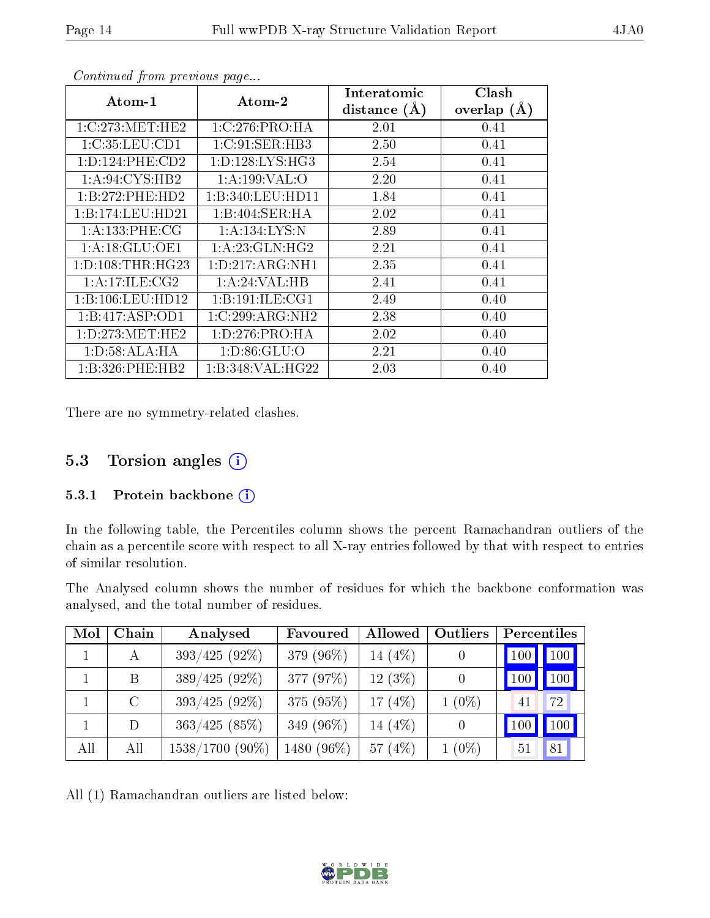*Continued from previous page...*

| Atom-1 | Atom-2 | Interatomic distance (Å) | Clash overlap (Å) |
|---|---|---|---|
| 1:C:273:MET:HE2 | 1:C:276:PRO:HA | 2.01 | 0.41 |
| 1:C:35:LEU:CD1 | 1:C:91:SER:HB3 | 2.50 | 0.41 |
| 1:D:124:PHE:CD2 | 1:D:128:LYS:HG3 | 2.54 | 0.41 |
| 1:A:94:CYS:HB2 | 1:A:199:VAL:O | 2.20 | 0.41 |
| 1:B:272:PHE:HD2 | 1:B:340:LEU:HD11 | 1.84 | 0.41 |
| 1:B:174:LEU:HD21 | 1:B:404:SER:HA | 2.02 | 0.41 |
| 1:A:133:PHE:CG | 1:A:134:LYS:N | 2.89 | 0.41 |
| 1:A:18:GLU:OE1 | 1:A:23:GLN:HG2 | 2.21 | 0.41 |
| 1:D:108:THR:HG23 | 1:D:217:ARG:NH1 | 2.35 | 0.41 |
| 1:A:17:ILE:CG2 | 1:A:24:VAL:HB | 2.41 | 0.41 |
| 1:B:106:LEU:HD12 | 1:B:191:ILE:CG1 | 2.49 | 0.40 |
| 1:B:417:ASP:OD1 | 1:C:299:ARG:NH2 | 2.38 | 0.40 |
| 1:D:273:MET:HE2 | 1:D:276:PRO:HA | 2.02 | 0.40 |
| 1:D:58:ALA:HA | 1:D:86:GLU:O | 2.21 | 0.40 |
| 1:B:326:PHE:HB2 | 1:B:348:VAL:HG22 | 2.03 | 0.40 |

There are no symmetry-related clashes.

## 5.3 Torsion angles

### 5.3.1 Protein backbone

In the following table, the Percentiles column shows the percent Ramachandran outliers of the chain as a percentile score with respect to all X-ray entries followed by that with respect to entries of similar resolution.

The Analysed column shows the number of residues for which the backbone conformation was analysed, and the total number of residues.

| Mol | Chain | Analysed | Favoured | Allowed | Outliers | Percentiles | |
|---|---|---|---|---|---|---|---|
| 1 | A | 393/425 (92%) | 379 (96%) | 14 (4%) | 0 | 100 | 100 |
| 1 | B | 389/425 (92%) | 377 (97%) | 12 (3%) | 0 | 100 | 100 |
| 1 | C | 393/425 (92%) | 375 (95%) | 17 (4%) | 1 (0%) | 41 | 72 |
| 1 | D | 363/425 (85%) | 349 (96%) | 14 (4%) | 0 | 100 | 100 |
| All | All | 1538/1700 (90%) | 1480 (96%) | 57 (4%) | 1 (0%) | 51 | 81 |

All (1) Ramachandran outliers are listed below: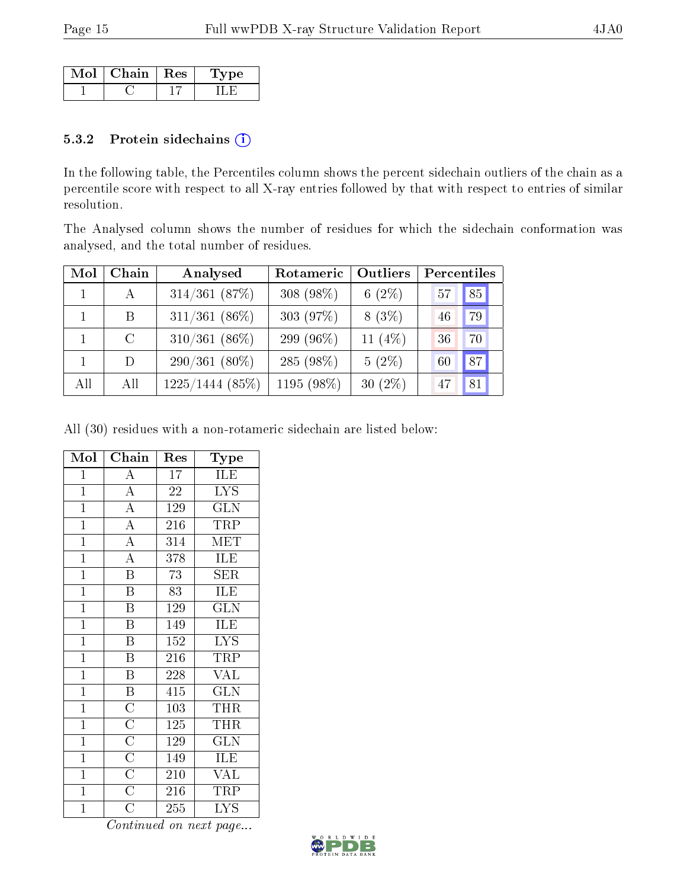| Mol | Chain | Res | Type |
|---|---|---|---|
| 1 | C | 17 | ILE |

### 5.3.2 Protein sidechains

In the following table, the Percentiles column shows the percent sidechain outliers of the chain as a percentile score with respect to all X-ray entries followed by that with respect to entries of similar resolution.

The Analysed column shows the number of residues for which the sidechain conformation was analysed, and the total number of residues.

| Mol | Chain | Analysed | Rotameric | Outliers | Percentiles | |
|---|---|---|---|---|---|---|
| 1 | A | 314/361 (87%) | 308 (98%) | 6 (2%) | 57 | 85 |
| 1 | B | 311/361 (86%) | 303 (97%) | 8 (3%) | 46 | 79 |
| 1 | C | 310/361 (86%) | 299 (96%) | 11 (4%) | 36 | 70 |
| 1 | D | 290/361 (80%) | 285 (98%) | 5 (2%) | 60 | 87 |
| All | All | 1225/1444 (85%) | 1195 (98%) | 30 (2%) | 47 | 81 |

All (30) residues with a non-rotameric sidechain are listed below:

| Mol | Chain | Res | Type |
|---|---|---|---|
| 1 | A | 17 | ILE |
| 1 | A | 22 | LYS |
| 1 | A | 129 | GLN |
| 1 | A | 216 | TRP |
| 1 | A | 314 | MET |
| 1 | A | 378 | ILE |
| 1 | B | 73 | SER |
| 1 | B | 83 | ILE |
| 1 | B | 129 | GLN |
| 1 | B | 149 | ILE |
| 1 | B | 152 | LYS |
| 1 | B | 216 | TRP |
| 1 | B | 228 | VAL |
| 1 | B | 415 | GLN |
| 1 | C | 103 | THR |
| 1 | C | 125 | THR |
| 1 | C | 129 | GLN |
| 1 | C | 149 | ILE |
| 1 | C | 210 | VAL |
| 1 | C | 216 | TRP |
| 1 | C | 255 | LYS |

*Continued on next page...*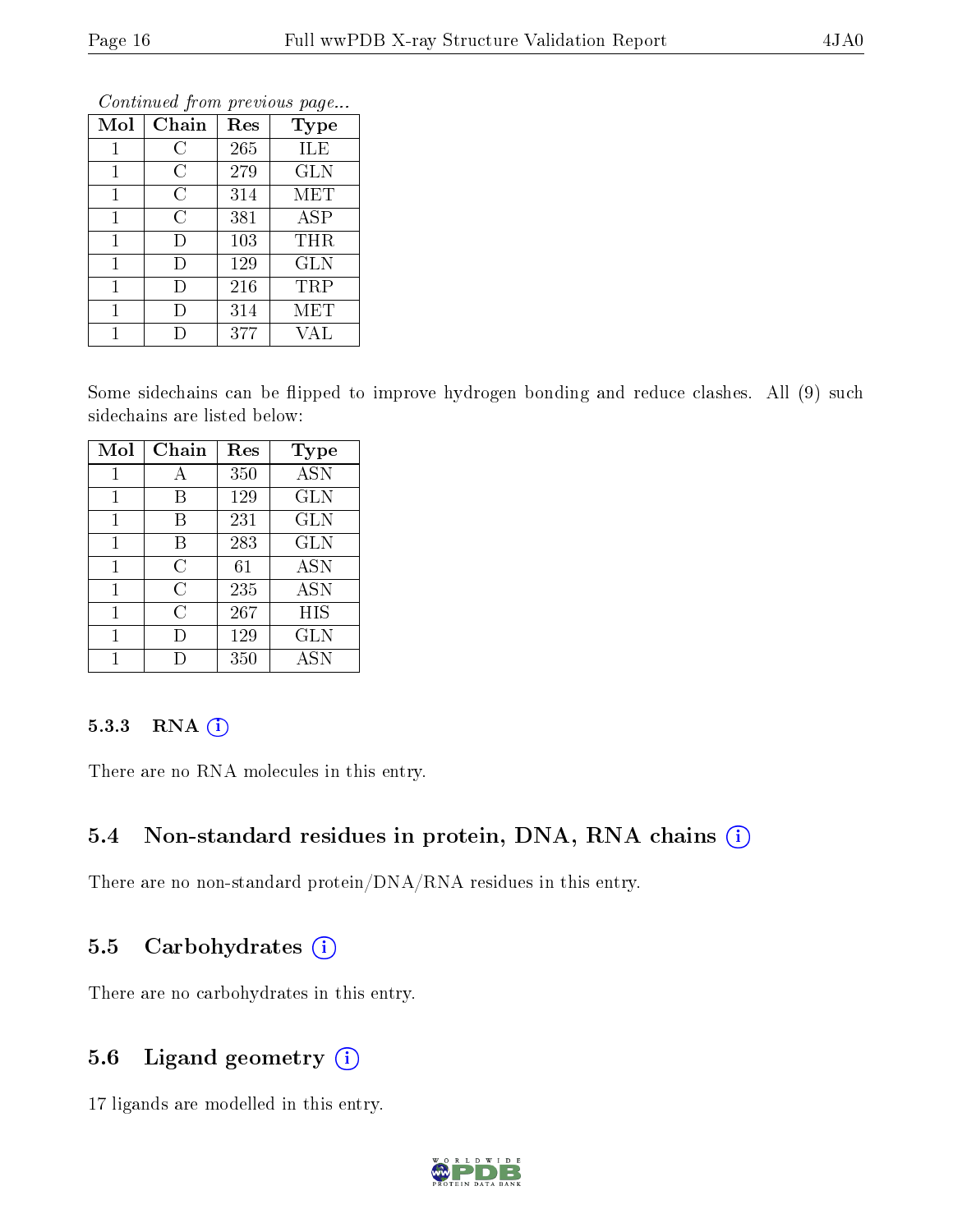*Continued from previous page...*

| Mol | Chain | Res | Type |
|---|---|---|---|
| 1 | C | 265 | ILE |
| 1 | C | 279 | GLN |
| 1 | C | 314 | MET |
| 1 | C | 381 | ASP |
| 1 | D | 103 | THR |
| 1 | D | 129 | GLN |
| 1 | D | 216 | TRP |
| 1 | D | 314 | MET |
| 1 | D | 377 | VAL |

Some sidechains can be flipped to improve hydrogen bonding and reduce clashes. All (9) such sidechains are listed below:

| Mol | Chain | Res | Type |
|---|---|---|---|
| 1 | A | 350 | ASN |
| 1 | B | 129 | GLN |
| 1 | B | 231 | GLN |
| 1 | B | 283 | GLN |
| 1 | C | 61 | ASN |
| 1 | C | 235 | ASN |
| 1 | C | 267 | HIS |
| 1 | D | 129 | GLN |
| 1 | D | 350 | ASN |

### 5.3.3 RNA (i)

There are no RNA molecules in this entry.

## 5.4 Non-standard residues in protein, DNA, RNA chains (i)

There are no non-standard protein/DNA/RNA residues in this entry.

## 5.5 Carbohydrates (i)

There are no carbohydrates in this entry.

## 5.6 Ligand geometry (i)

17 ligands are modelled in this entry.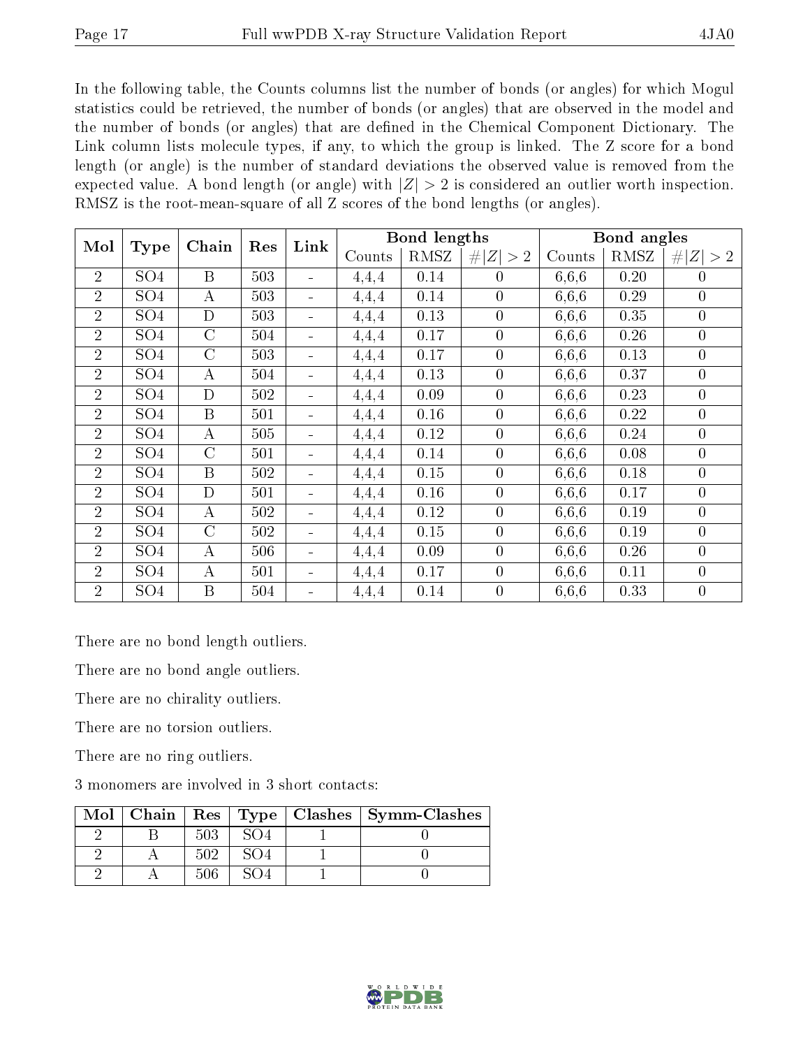In the following table, the Counts columns list the number of bonds (or angles) for which Mogul statistics could be retrieved, the number of bonds (or angles) that are observed in the model and the number of bonds (or angles) that are defined in the Chemical Component Dictionary. The Link column lists molecule types, if any, to which the group is linked. The Z score for a bond length (or angle) is the number of standard deviations the observed value is removed from the expected value. A bond length (or angle) with $|Z| > 2$ is considered an outlier worth inspection. RMSZ is the root-mean-square of all Z scores of the bond lengths (or angles).

| Mol | Type | Chain | Res | Link | Bond lengths | | | Bond angles | | |
|---|---|---|---|---|---|---|---|---|---|---|
| | | | | | Counts | RMSZ | $\#\|Z\| > 2$ | Counts | RMSZ | $\#\|Z\| > 2$ |
| 2 | SO4 | B | 503 | - | 4,4,4 | 0.14 | 0 | 6,6,6 | 0.20 | 0 |
| 2 | SO4 | A | 503 | - | 4,4,4 | 0.14 | 0 | 6,6,6 | 0.29 | 0 |
| 2 | SO4 | D | 503 | - | 4,4,4 | 0.13 | 0 | 6,6,6 | 0.35 | 0 |
| 2 | SO4 | C | 504 | - | 4,4,4 | 0.17 | 0 | 6,6,6 | 0.26 | 0 |
| 2 | SO4 | C | 503 | - | 4,4,4 | 0.17 | 0 | 6,6,6 | 0.13 | 0 |
| 2 | SO4 | A | 504 | - | 4,4,4 | 0.13 | 0 | 6,6,6 | 0.37 | 0 |
| 2 | SO4 | D | 502 | - | 4,4,4 | 0.09 | 0 | 6,6,6 | 0.23 | 0 |
| 2 | SO4 | B | 501 | - | 4,4,4 | 0.16 | 0 | 6,6,6 | 0.22 | 0 |
| 2 | SO4 | A | 505 | - | 4,4,4 | 0.12 | 0 | 6,6,6 | 0.24 | 0 |
| 2 | SO4 | C | 501 | - | 4,4,4 | 0.14 | 0 | 6,6,6 | 0.08 | 0 |
| 2 | SO4 | B | 502 | - | 4,4,4 | 0.15 | 0 | 6,6,6 | 0.18 | 0 |
| 2 | SO4 | D | 501 | - | 4,4,4 | 0.16 | 0 | 6,6,6 | 0.17 | 0 |
| 2 | SO4 | A | 502 | - | 4,4,4 | 0.12 | 0 | 6,6,6 | 0.19 | 0 |
| 2 | SO4 | C | 502 | - | 4,4,4 | 0.15 | 0 | 6,6,6 | 0.19 | 0 |
| 2 | SO4 | A | 506 | - | 4,4,4 | 0.09 | 0 | 6,6,6 | 0.26 | 0 |
| 2 | SO4 | A | 501 | - | 4,4,4 | 0.17 | 0 | 6,6,6 | 0.11 | 0 |
| 2 | SO4 | B | 504 | - | 4,4,4 | 0.14 | 0 | 6,6,6 | 0.33 | 0 |

There are no bond length outliers.

There are no bond angle outliers.

There are no chirality outliers.

There are no torsion outliers.

There are no ring outliers.

3 monomers are involved in 3 short contacts:

| Mol | Chain | Res | Type | Clashes | Symm-Clashes |
|---|---|---|---|---|---|
| 2 | B | 503 | SO4 | 1 | 0 |
| 2 | A | 502 | SO4 | 1 | 0 |
| 2 | A | 506 | SO4 | 1 | 0 |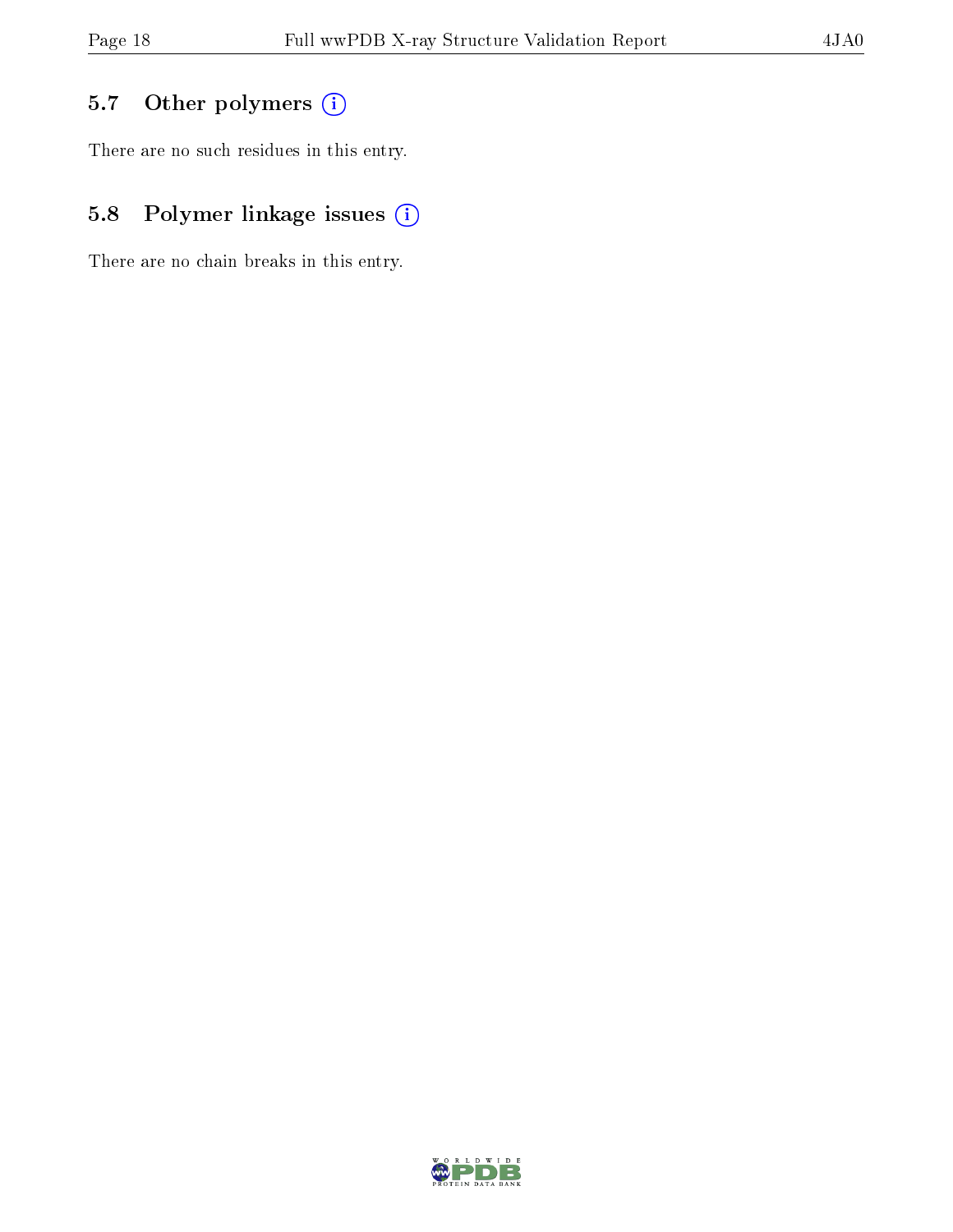## 5.7 Other polymers

There are no such residues in this entry.

## 5.8 Polymer linkage issues

There are no chain breaks in this entry.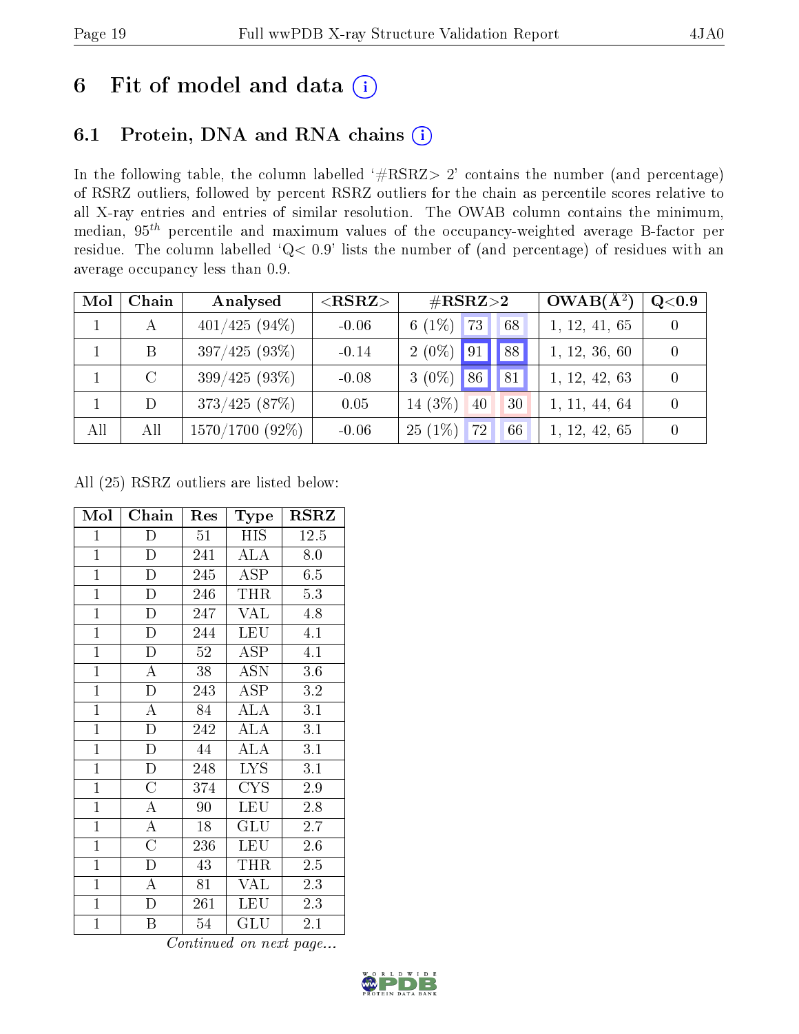# 6 Fit of model and data (i)

## 6.1 Protein, DNA and RNA chains (i)

In the following table, the column labelled '#RSRZ> 2' contains the number (and percentage) of RSRZ outliers, followed by percent RSRZ outliers for the chain as percentile scores relative to all X-ray entries and entries of similar resolution. The OWAB column contains the minimum, median, $95^{th}$ percentile and maximum values of the occupancy-weighted average B-factor per residue. The column labelled 'Q< 0.9' lists the number of (and percentage) of residues with an average occupancy less than 0.9.

| Mol | Chain | Analysed | <RSRZ> | #RSRZ>2 | | | OWAB(Å$^2$) | Q<0.9 |
|---|---|---|---|---|---|---|---|---|
| 1 | A | 401/425 (94%) | -0.06 | 6 (1%) | 73 | 68 | 1, 12, 41, 65 | 0 |
| 1 | B | 397/425 (93%) | -0.14 | 2 (0%) | 91 | 88 | 1, 12, 36, 60 | 0 |
| 1 | C | 399/425 (93%) | -0.08 | 3 (0%) | 86 | 81 | 1, 12, 42, 63 | 0 |
| 1 | D | 373/425 (87%) | 0.05 | 14 (3%) | 40 | 30 | 1, 11, 44, 64 | 0 |
| All | All | 1570/1700 (92%) | -0.06 | 25 (1%) | 72 | 66 | 1, 12, 42, 65 | 0 |

All (25) RSRZ outliers are listed below:

| Mol | Chain | Res | Type | RSRZ |
|---|---|---|---|---|
| 1 | D | 51 | HIS | 12.5 |
| 1 | D | 241 | ALA | 8.0 |
| 1 | D | 245 | ASP | 6.5 |
| 1 | D | 246 | THR | 5.3 |
| 1 | D | 247 | VAL | 4.8 |
| 1 | D | 244 | LEU | 4.1 |
| 1 | D | 52 | ASP | 4.1 |
| 1 | A | 38 | ASN | 3.6 |
| 1 | D | 243 | ASP | 3.2 |
| 1 | A | 84 | ALA | 3.1 |
| 1 | D | 242 | ALA | 3.1 |
| 1 | D | 44 | ALA | 3.1 |
| 1 | D | 248 | LYS | 3.1 |
| 1 | C | 374 | CYS | 2.9 |
| 1 | A | 90 | LEU | 2.8 |
| 1 | A | 18 | GLU | 2.7 |
| 1 | C | 236 | LEU | 2.6 |
| 1 | D | 43 | THR | 2.5 |
| 1 | A | 81 | VAL | 2.3 |
| 1 | D | 261 | LEU | 2.3 |
| 1 | B | 54 | GLU | 2.1 |

*Continued on next page...*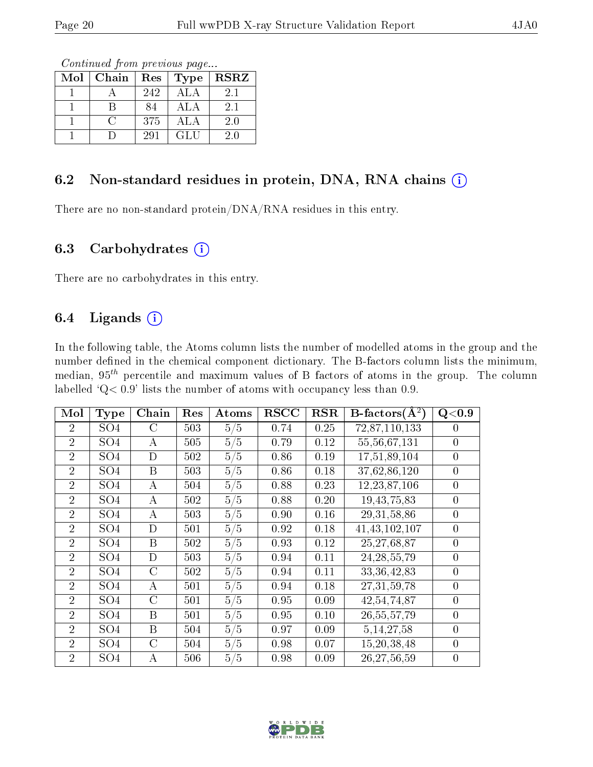*Continued from previous page...*

| Mol | Chain | Res | Type | RSRZ |
|---|---|---|---|---|
| 1 | A | 242 | ALA | 2.1 |
| 1 | B | 84 | ALA | 2.1 |
| 1 | C | 375 | ALA | 2.0 |
| 1 | D | 291 | GLU | 2.0 |

## 6.2 Non-standard residues in protein, DNA, RNA chains (i)

There are no non-standard protein/DNA/RNA residues in this entry.

## 6.3 Carbohydrates (i)

There are no carbohydrates in this entry.

## 6.4 Ligands (i)

In the following table, the Atoms column lists the number of modelled atoms in the group and the number defined in the chemical component dictionary. The B-factors column lists the minimum, median, $95^{th}$ percentile and maximum values of B factors of atoms in the group. The column labelled 'Q< 0.9' lists the number of atoms with occupancy less than 0.9.

| Mol | Type | Chain | Res | Atoms | RSCC | RSR | B-factors($Å^2$) | Q<0.9 |
|---|---|---|---|---|---|---|---|---|
| 2 | SO4 | C | 503 | 5/5 | 0.74 | 0.25 | 72,87,110,133 | 0 |
| 2 | SO4 | A | 505 | 5/5 | 0.79 | 0.12 | 55,56,67,131 | 0 |
| 2 | SO4 | D | 502 | 5/5 | 0.86 | 0.19 | 17,51,89,104 | 0 |
| 2 | SO4 | B | 503 | 5/5 | 0.86 | 0.18 | 37,62,86,120 | 0 |
| 2 | SO4 | A | 504 | 5/5 | 0.88 | 0.23 | 12,23,87,106 | 0 |
| 2 | SO4 | A | 502 | 5/5 | 0.88 | 0.20 | 19,43,75,83 | 0 |
| 2 | SO4 | A | 503 | 5/5 | 0.90 | 0.16 | 29,31,58,86 | 0 |
| 2 | SO4 | D | 501 | 5/5 | 0.92 | 0.18 | 41,43,102,107 | 0 |
| 2 | SO4 | B | 502 | 5/5 | 0.93 | 0.12 | 25,27,68,87 | 0 |
| 2 | SO4 | D | 503 | 5/5 | 0.94 | 0.11 | 24,28,55,79 | 0 |
| 2 | SO4 | C | 502 | 5/5 | 0.94 | 0.11 | 33,36,42,83 | 0 |
| 2 | SO4 | A | 501 | 5/5 | 0.94 | 0.18 | 27,31,59,78 | 0 |
| 2 | SO4 | C | 501 | 5/5 | 0.95 | 0.09 | 42,54,74,87 | 0 |
| 2 | SO4 | B | 501 | 5/5 | 0.95 | 0.10 | 26,55,57,79 | 0 |
| 2 | SO4 | B | 504 | 5/5 | 0.97 | 0.09 | 5,14,27,58 | 0 |
| 2 | SO4 | C | 504 | 5/5 | 0.98 | 0.07 | 15,20,38,48 | 0 |
| 2 | SO4 | A | 506 | 5/5 | 0.98 | 0.09 | 26,27,56,59 | 0 |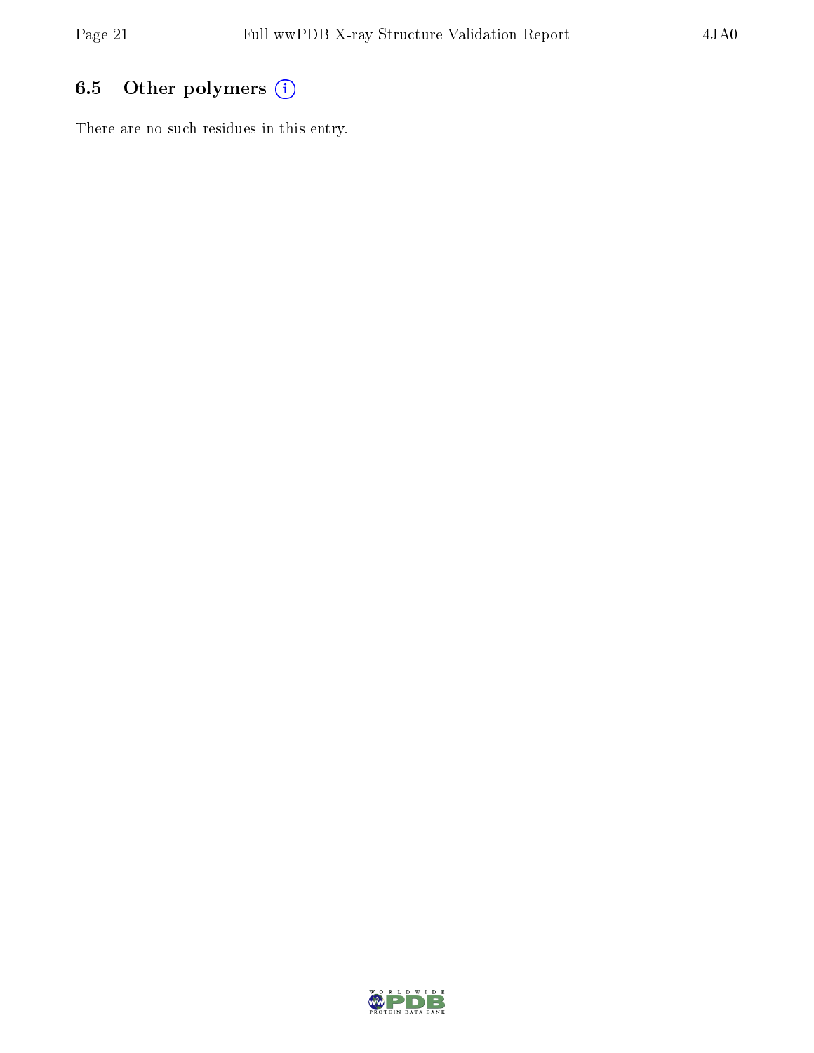### 6.5 Other polymers (i)

There are no such residues in this entry.